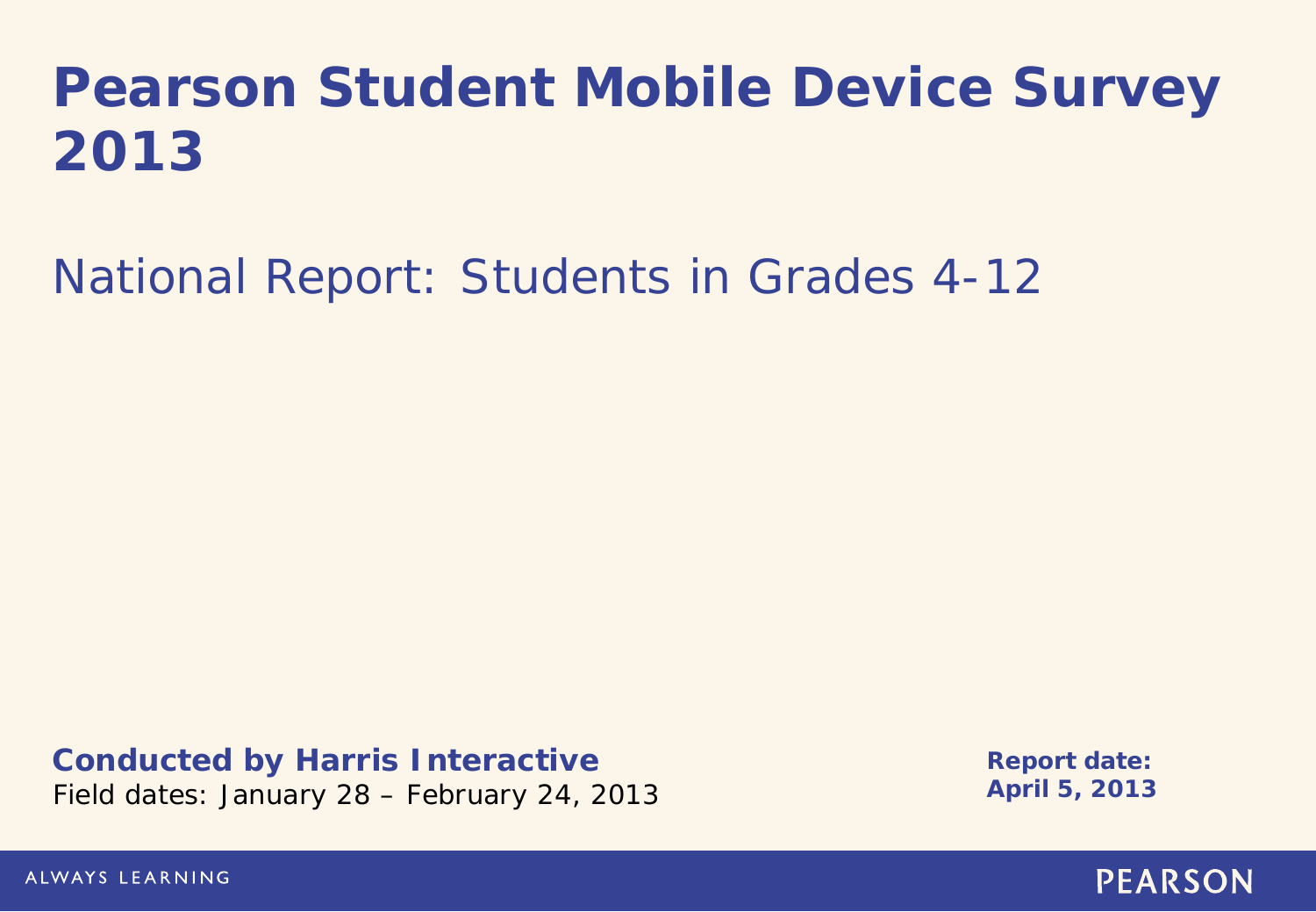# Pearson Student Mobile Device Survey 2013

## National Report: Students in Grades 4-12

**Conducted by Harris Interactive**
Field dates: January 28 – February 24, 2013

**Report date:**
**April 5, 2013**

ALWAYS LEARNING

PEARSON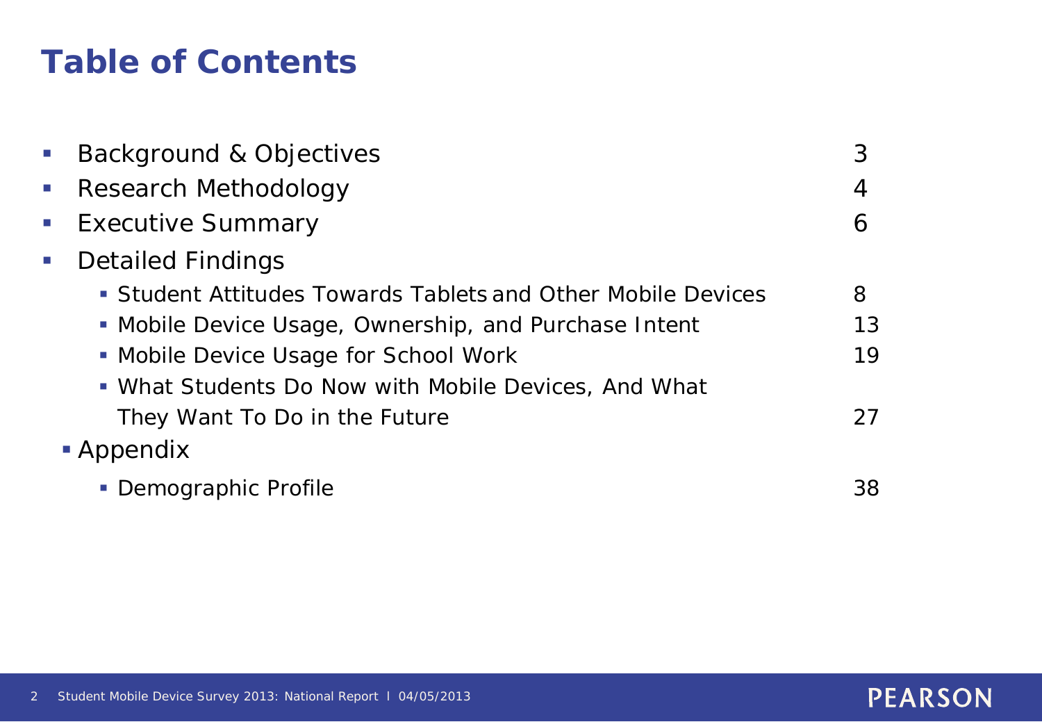# Table of Contents

- Background & Objectives 3
- Research Methodology 4
- Executive Summary 6
- Detailed Findings
  - Student Attitudes Towards Tablets and Other Mobile Devices 8
  - Mobile Device Usage, Ownership, and Purchase Intent 13
  - Mobile Device Usage for School Work 19
  - What Students Do Now with Mobile Devices, And What They Want To Do in the Future 27
- Appendix
  - Demographic Profile 38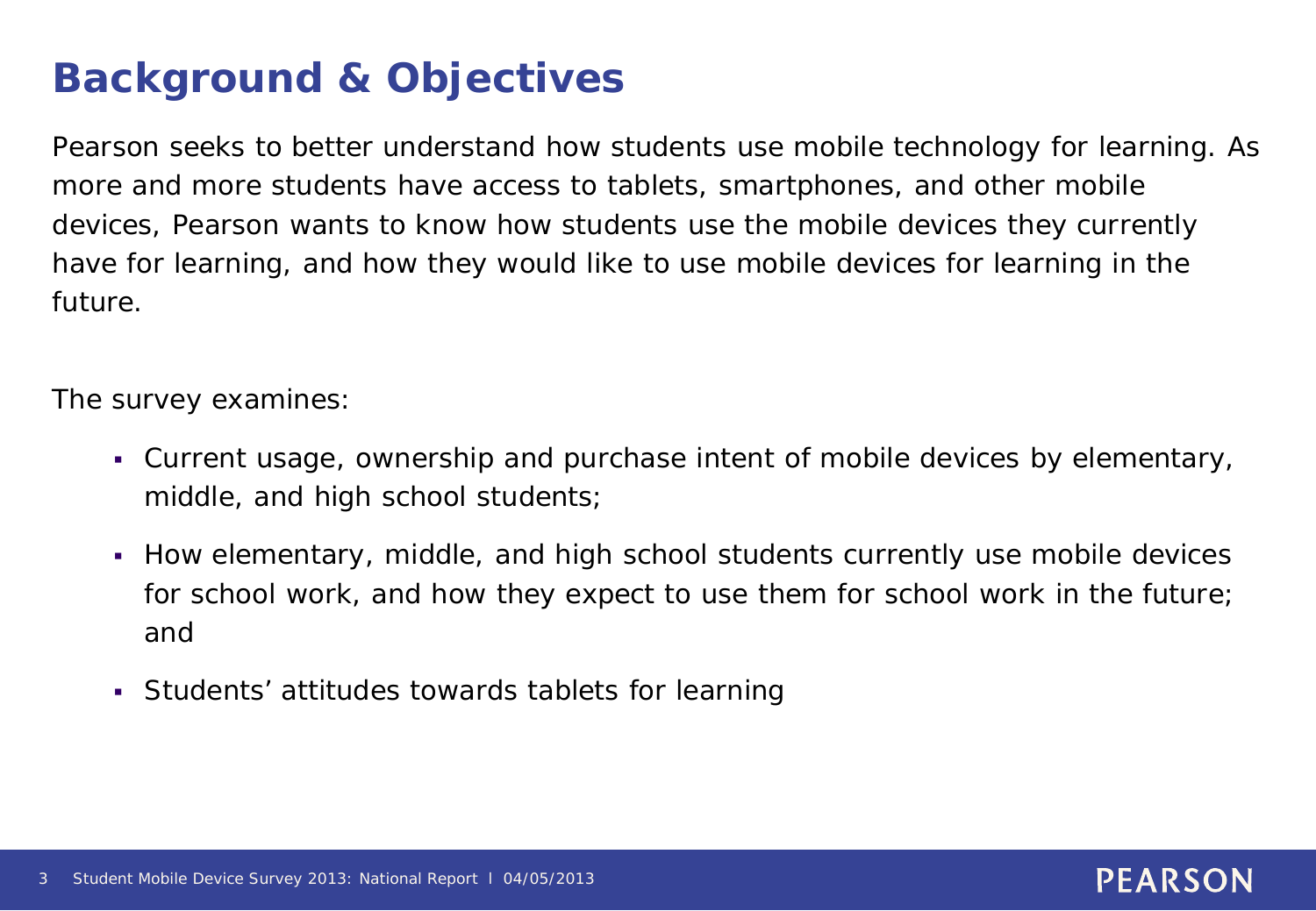# Background & Objectives

Pearson seeks to better understand how students use mobile technology for learning. As more and more students have access to tablets, smartphones, and other mobile devices, Pearson wants to know how students use the mobile devices they currently have for learning, and how they would like to use mobile devices for learning in the future.

The survey examines:

- Current usage, ownership and purchase intent of mobile devices by elementary, middle, and high school students;
- How elementary, middle, and high school students currently use mobile devices for school work, and how they expect to use them for school work in the future; and
- Students' attitudes towards tablets for learning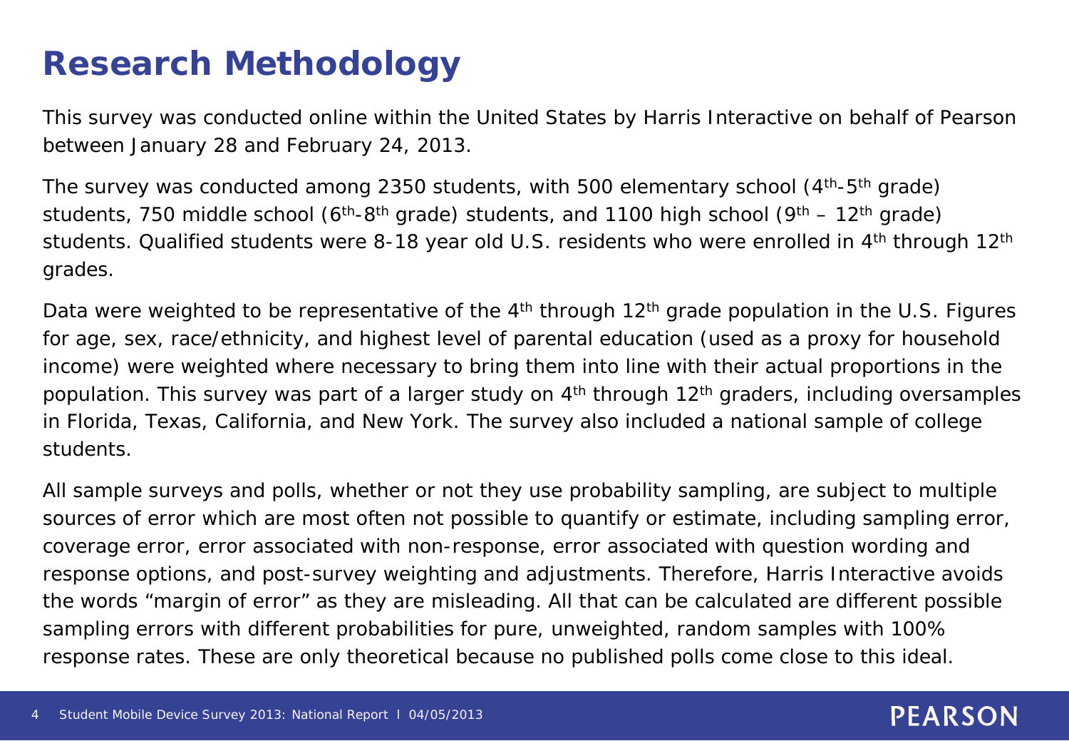# Research Methodology

This survey was conducted online within the United States by Harris Interactive on behalf of Pearson between January 28 and February 24, 2013.

The survey was conducted among 2350 students, with 500 elementary school (4th-5th grade) students, 750 middle school (6th-8th grade) students, and 1100 high school (9th – 12th grade) students. Qualified students were 8-18 year old U.S. residents who were enrolled in 4th through 12th grades.

Data were weighted to be representative of the 4th through 12th grade population in the U.S. Figures for age, sex, race/ethnicity, and highest level of parental education (used as a proxy for household income) were weighted where necessary to bring them into line with their actual proportions in the population. This survey was part of a larger study on 4th through 12th graders, including oversamples in Florida, Texas, California, and New York. The survey also included a national sample of college students.

All sample surveys and polls, whether or not they use probability sampling, are subject to multiple sources of error which are most often not possible to quantify or estimate, including sampling error, coverage error, error associated with non-response, error associated with question wording and response options, and post-survey weighting and adjustments. Therefore, Harris Interactive avoids the words "margin of error" as they are misleading. All that can be calculated are different possible sampling errors with different probabilities for pure, unweighted, random samples with 100% response rates. These are only theoretical because no published polls come close to this ideal.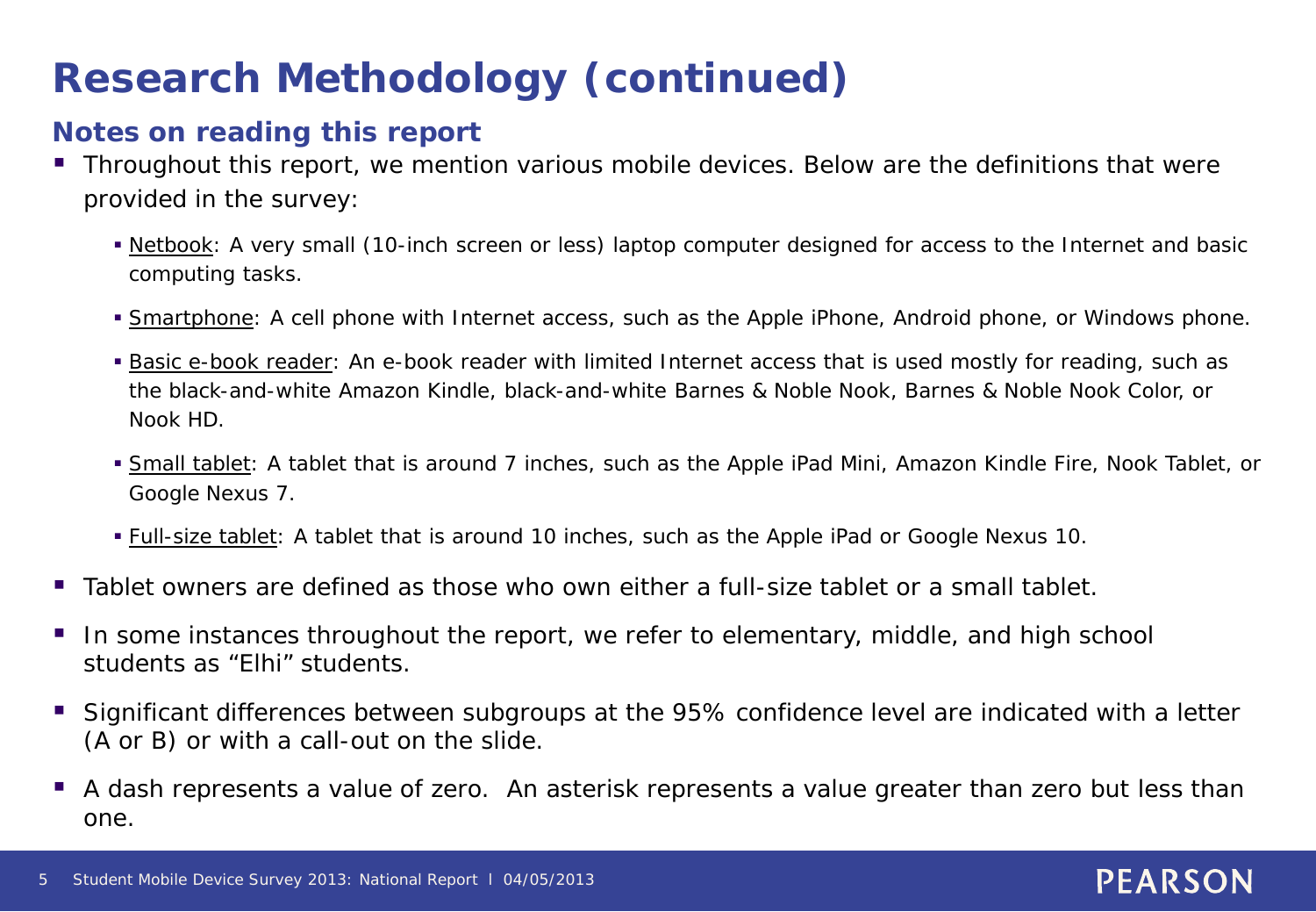# Research Methodology (continued)

## Notes on reading this report

- Throughout this report, we mention various mobile devices. Below are the definitions that were provided in the survey:
  - Netbook: A very small (10-inch screen or less) laptop computer designed for access to the Internet and basic computing tasks.
  - Smartphone: A cell phone with Internet access, such as the Apple iPhone, Android phone, or Windows phone.
  - Basic e-book reader: An e-book reader with limited Internet access that is used mostly for reading, such as the black-and-white Amazon Kindle, black-and-white Barnes & Noble Nook, Barnes & Noble Nook Color, or Nook HD.
  - Small tablet: A tablet that is around 7 inches, such as the Apple iPad Mini, Amazon Kindle Fire, Nook Tablet, or Google Nexus 7.
  - Full-size tablet: A tablet that is around 10 inches, such as the Apple iPad or Google Nexus 10.
- Tablet owners are defined as those who own either a full-size tablet or a small tablet.
- In some instances throughout the report, we refer to elementary, middle, and high school students as "Elhi" students.
- Significant differences between subgroups at the 95% confidence level are indicated with a letter (A or B) or with a call-out on the slide.
- A dash represents a value of zero. An asterisk represents a value greater than zero but less than one.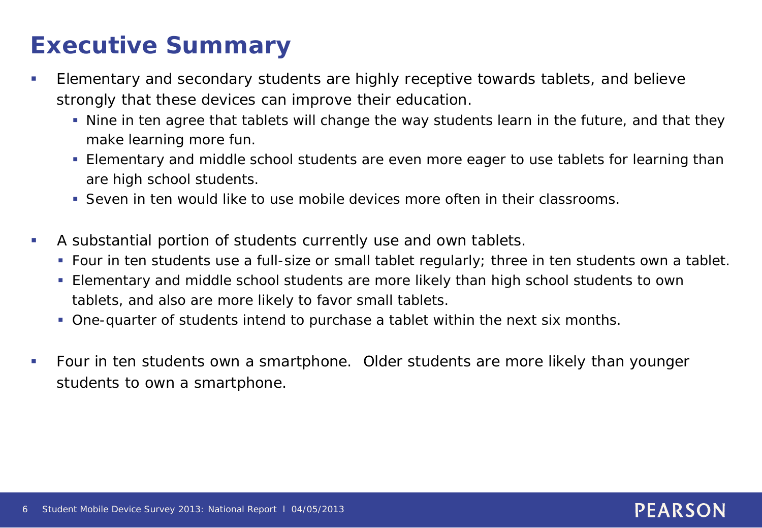# Executive Summary

- Elementary and secondary students are highly receptive towards tablets, and believe strongly that these devices can improve their education.
  - Nine in ten agree that tablets will change the way students learn in the future, and that they make learning more fun.
  - Elementary and middle school students are even more eager to use tablets for learning than are high school students.
  - Seven in ten would like to use mobile devices more often in their classrooms.

- A substantial portion of students currently use and own tablets.
  - Four in ten students use a full-size or small tablet regularly; three in ten students own a tablet.
  - Elementary and middle school students are more likely than high school students to own tablets, and also are more likely to favor small tablets.
  - One-quarter of students intend to purchase a tablet within the next six months.

- Four in ten students own a smartphone. Older students are more likely than younger students to own a smartphone.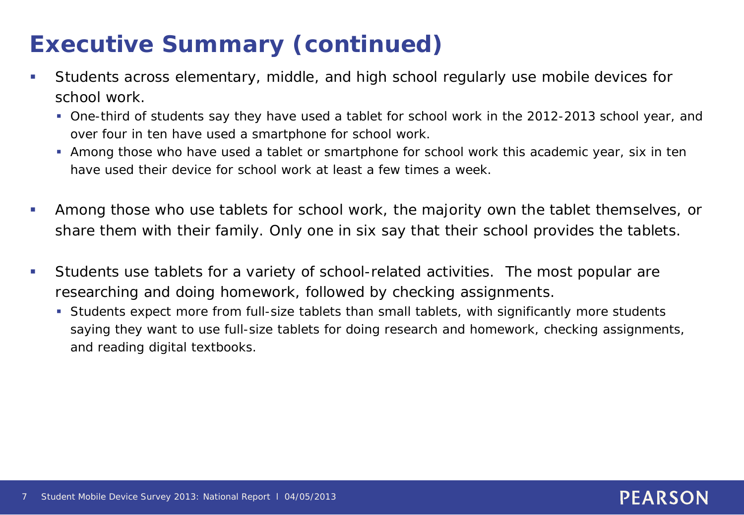# Executive Summary (continued)

- Students across elementary, middle, and high school regularly use mobile devices for school work.
  - One-third of students say they have used a tablet for school work in the 2012-2013 school year, and over four in ten have used a smartphone for school work.
  - Among those who have used a tablet or smartphone for school work this academic year, six in ten have used their device for school work at least a few times a week.
- Among those who use tablets for school work, the majority own the tablet themselves, or share them with their family. Only one in six say that their school provides the tablets.
- Students use tablets for a variety of school-related activities. The most popular are researching and doing homework, followed by checking assignments.
  - Students expect more from full-size tablets than small tablets, with significantly more students saying they want to use full-size tablets for doing research and homework, checking assignments, and reading digital textbooks.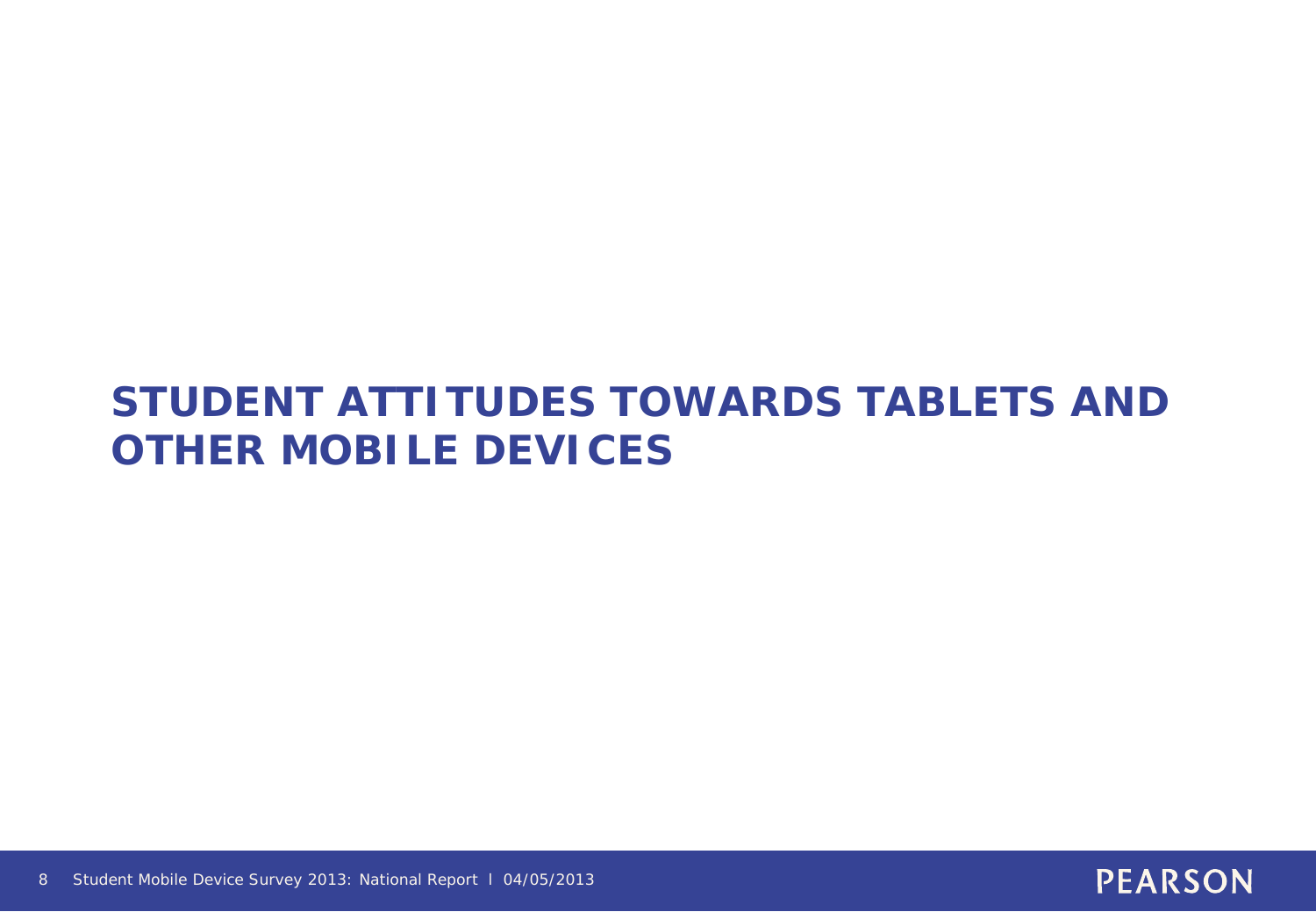# STUDENT ATTITUDES TOWARDS TABLETS AND OTHER MOBILE DEVICES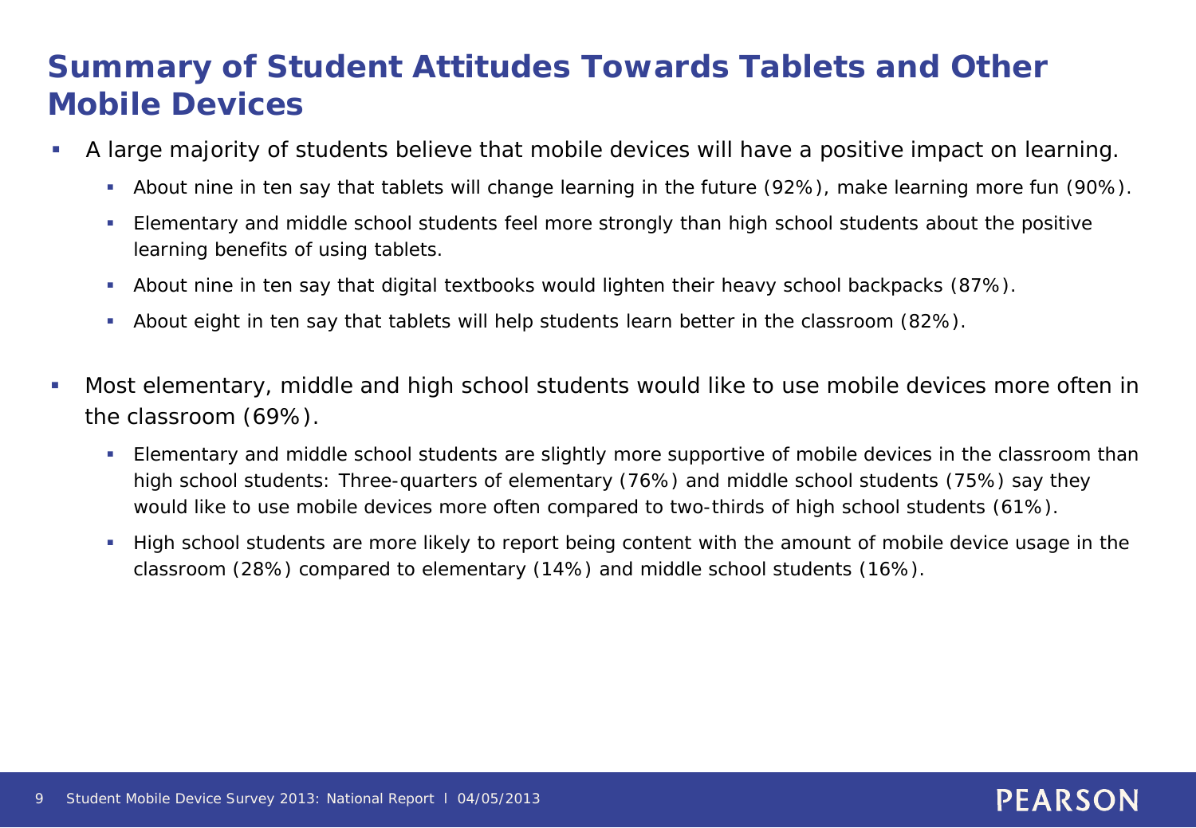# Summary of Student Attitudes Towards Tablets and Other Mobile Devices

- A large majority of students believe that mobile devices will have a positive impact on learning.
  - About nine in ten say that tablets will change learning in the future (92%), make learning more fun (90%).
  - Elementary and middle school students feel more strongly than high school students about the positive learning benefits of using tablets.
  - About nine in ten say that digital textbooks would lighten their heavy school backpacks (87%).
  - About eight in ten say that tablets will help students learn better in the classroom (82%).
- Most elementary, middle and high school students would like to use mobile devices more often in the classroom (69%).
  - Elementary and middle school students are slightly more supportive of mobile devices in the classroom than high school students: Three-quarters of elementary (76%) and middle school students (75%) say they would like to use mobile devices more often compared to two-thirds of high school students (61%).
  - High school students are more likely to report being content with the amount of mobile device usage in the classroom (28%) compared to elementary (14%) and middle school students (16%).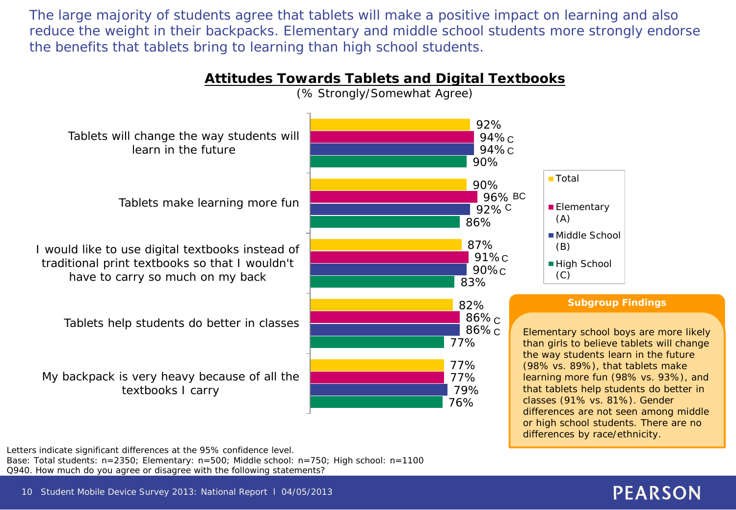The large majority of students agree that tablets will make a positive impact on learning and also reduce the weight in their backpacks. Elementary and middle school students more strongly endorse the benefits that tablets bring to learning than high school students.

## Attitudes Towards Tablets and Digital Textbooks

(% Strongly/Somewhat Agree)

| Statement | Total | Elementary (A) | Middle School (B) | High School (C) |
|---|---|---|---|---|
| Tablets will change the way students will learn in the future | 92% | 94% C | 94% C | 90% |
| Tablets make learning more fun | 90% | 96% BC | 92% C | 86% |
| I would like to use digital textbooks instead of traditional print textbooks so that I wouldn't have to carry so much on my back | 87% | 91% C | 90% C | 83% |
| Tablets help students do better in classes | 82% | 86% C | 86% C | 77% |
| My backpack is very heavy because of all the textbooks I carry | 77% | 77% | 79% | 76% |

**Subgroup Findings**

Elementary school boys are more likely than girls to believe tablets will change the way students learn in the future (98% vs. 89%), that tablets make learning more fun (98% vs. 93%), and that tablets help students do better in classes (91% vs. 81%). Gender differences are not seen among middle or high school students. There are no differences by race/ethnicity.

Letters indicate significant differences at the 95% confidence level.
Base: Total students: n=2350; Elementary: n=500; Middle school: n=750; High school: n=1100
Q940. How much do you agree or disagree with the following statements?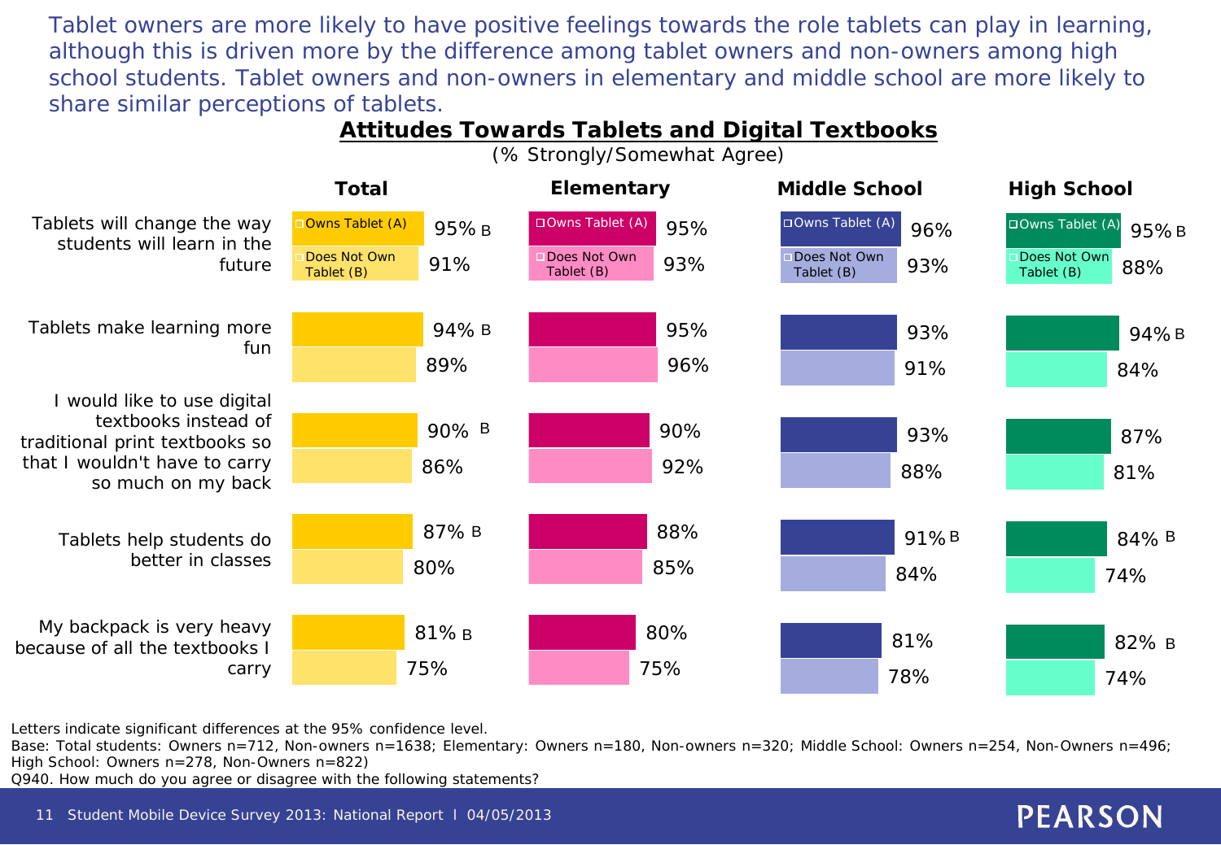Tablet owners are more likely to have positive feelings towards the role tablets can play in learning, although this is driven more by the difference among tablet owners and non-owners among high school students. Tablet owners and non-owners in elementary and middle school are more likely to share similar perceptions of tablets.

## Attitudes Towards Tablets and Digital Textbooks

(% Strongly/Somewhat Agree)

| Statement | Total: Owns Tablet (A) | Total: Does Not Own Tablet (B) | Elementary: Owns Tablet (A) | Elementary: Does Not Own Tablet (B) | Middle School: Owns Tablet (A) | Middle School: Does Not Own Tablet (B) | High School: Owns Tablet (A) | High School: Does Not Own Tablet (B) |
|---|---|---|---|---|---|---|---|---|
| Tablets will change the way students will learn in the future | 95% B | 91% | 95% | 93% | 96% | 93% | 95% B | 88% |
| Tablets make learning more fun | 94% B | 89% | 95% | 96% | 93% | 91% | 94% B | 84% |
| I would like to use digital textbooks instead of traditional print textbooks so that I wouldn't have to carry so much on my back | 90% B | 86% | 90% | 92% | 93% | 88% | 87% | 81% |
| Tablets help students do better in classes | 87% B | 80% | 88% | 85% | 91% B | 84% | 84% B | 74% |
| My backpack is very heavy because of all the textbooks I carry | 81% B | 75% | 80% | 75% | 81% | 78% | 82% B | 74% |

Letters indicate significant differences at the 95% confidence level.

Base: Total students: Owners n=712, Non-owners n=1638; Elementary: Owners n=180, Non-owners n=320; Middle School: Owners n=254, Non-Owners n=496; High School: Owners n=278, Non-Owners n=822)

Q940. How much do you agree or disagree with the following statements?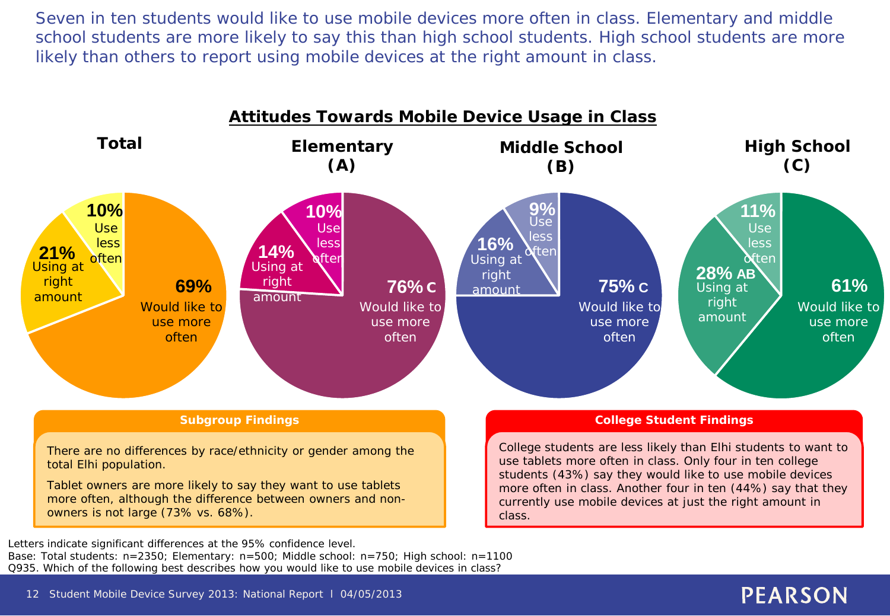Seven in ten students would like to use mobile devices more often in class. Elementary and middle school students are more likely to say this than high school students. High school students are more likely than others to report using mobile devices at the right amount in class.

## Attitudes Towards Mobile Device Usage in Class

| | Total | Elementary (A) | Middle School (B) | High School (C) |
|---|---|---|---|---|
| Would like to use more often | 69% | 76% C | 75% C | 61% |
| Using at right amount | 21% | 14% | 16% | 28% AB |
| Use less often | 10% | 10% | 9% | 11% |

**Subgroup Findings**

There are no differences by race/ethnicity or gender among the total Elhi population.

Tablet owners are more likely to say they want to use tablets more often, although the difference between owners and non-owners is not large (73% vs. 68%).

**College Student Findings**

College students are less likely than Elhi students to want to use tablets more often in class. Only four in ten college students (43%) say they would like to use mobile devices more often in class. Another four in ten (44%) say that they currently use mobile devices at just the right amount in class.

Letters indicate significant differences at the 95% confidence level.
Base: Total students: n=2350; Elementary: n=500; Middle school: n=750; High school: n=1100
Q935. Which of the following best describes how you would like to use mobile devices in class?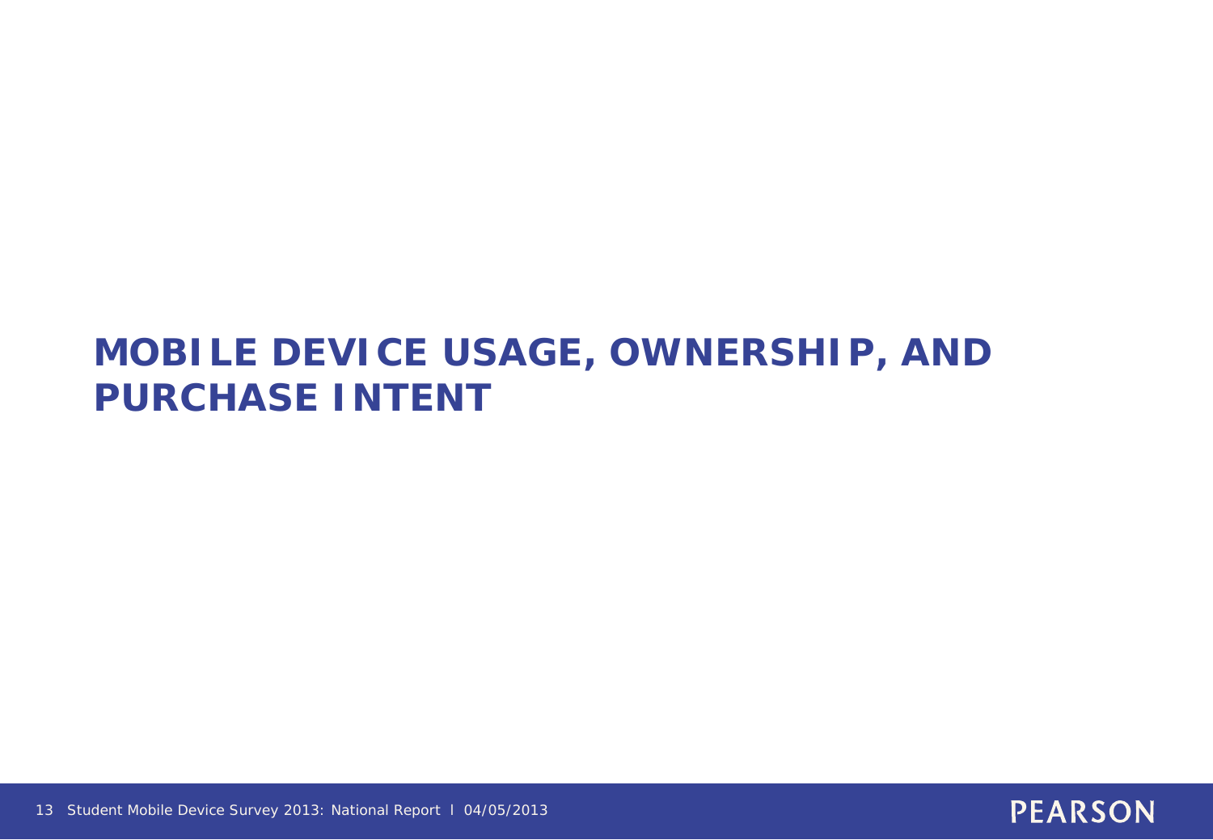# MOBILE DEVICE USAGE, OWNERSHIP, AND PURCHASE INTENT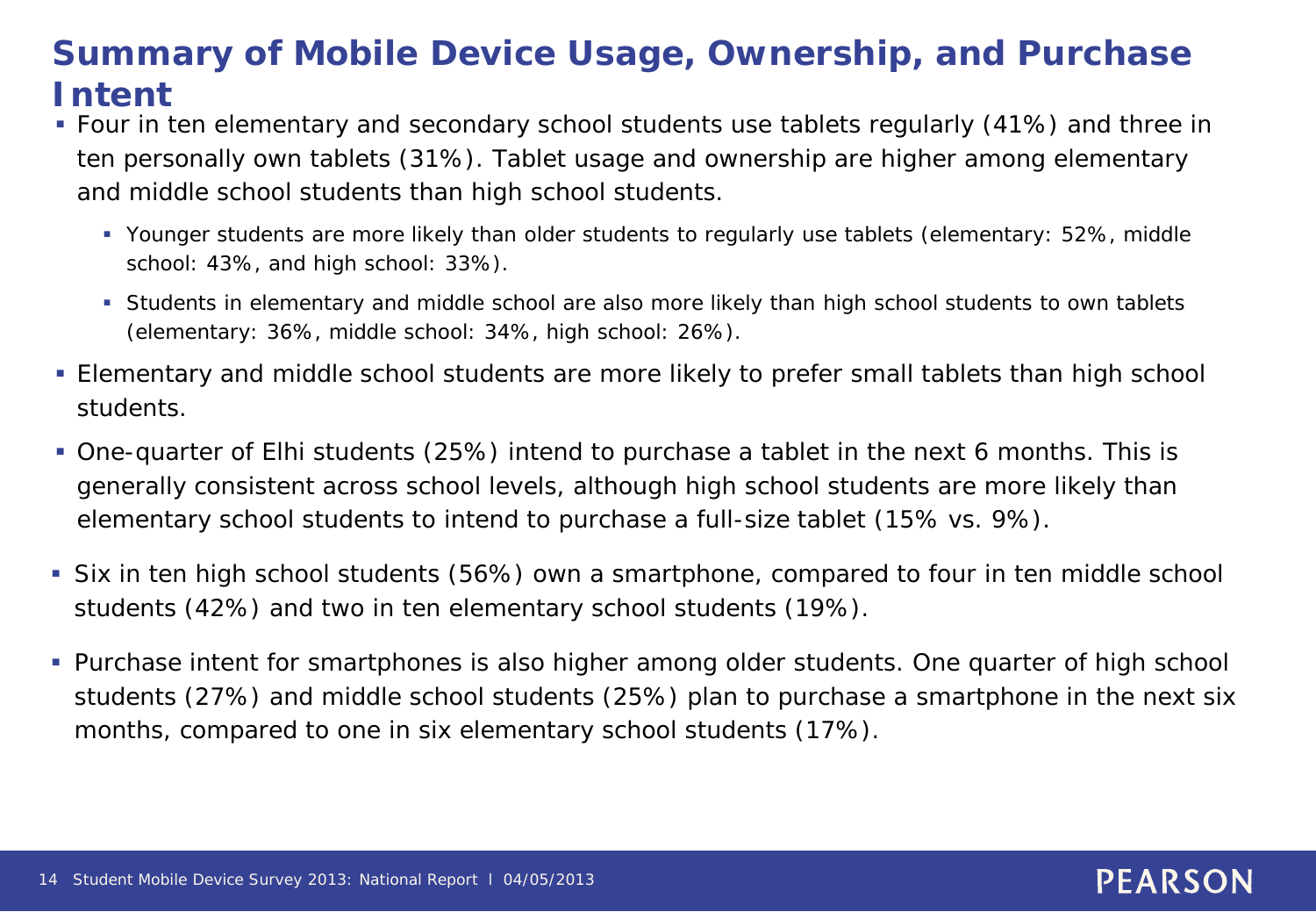# Summary of Mobile Device Usage, Ownership, and Purchase Intent

- Four in ten elementary and secondary school students use tablets regularly (41%) and three in ten personally own tablets (31%). Tablet usage and ownership are higher among elementary and middle school students than high school students.
  - Younger students are more likely than older students to regularly use tablets (elementary: 52%, middle school: 43%, and high school: 33%).
  - Students in elementary and middle school are also more likely than high school students to own tablets (elementary: 36%, middle school: 34%, high school: 26%).
- Elementary and middle school students are more likely to prefer small tablets than high school students.
- One-quarter of Elhi students (25%) intend to purchase a tablet in the next 6 months. This is generally consistent across school levels, although high school students are more likely than elementary school students to intend to purchase a full-size tablet (15% vs. 9%).
- Six in ten high school students (56%) own a smartphone, compared to four in ten middle school students (42%) and two in ten elementary school students (19%).
- Purchase intent for smartphones is also higher among older students. One quarter of high school students (27%) and middle school students (25%) plan to purchase a smartphone in the next six months, compared to one in six elementary school students (17%).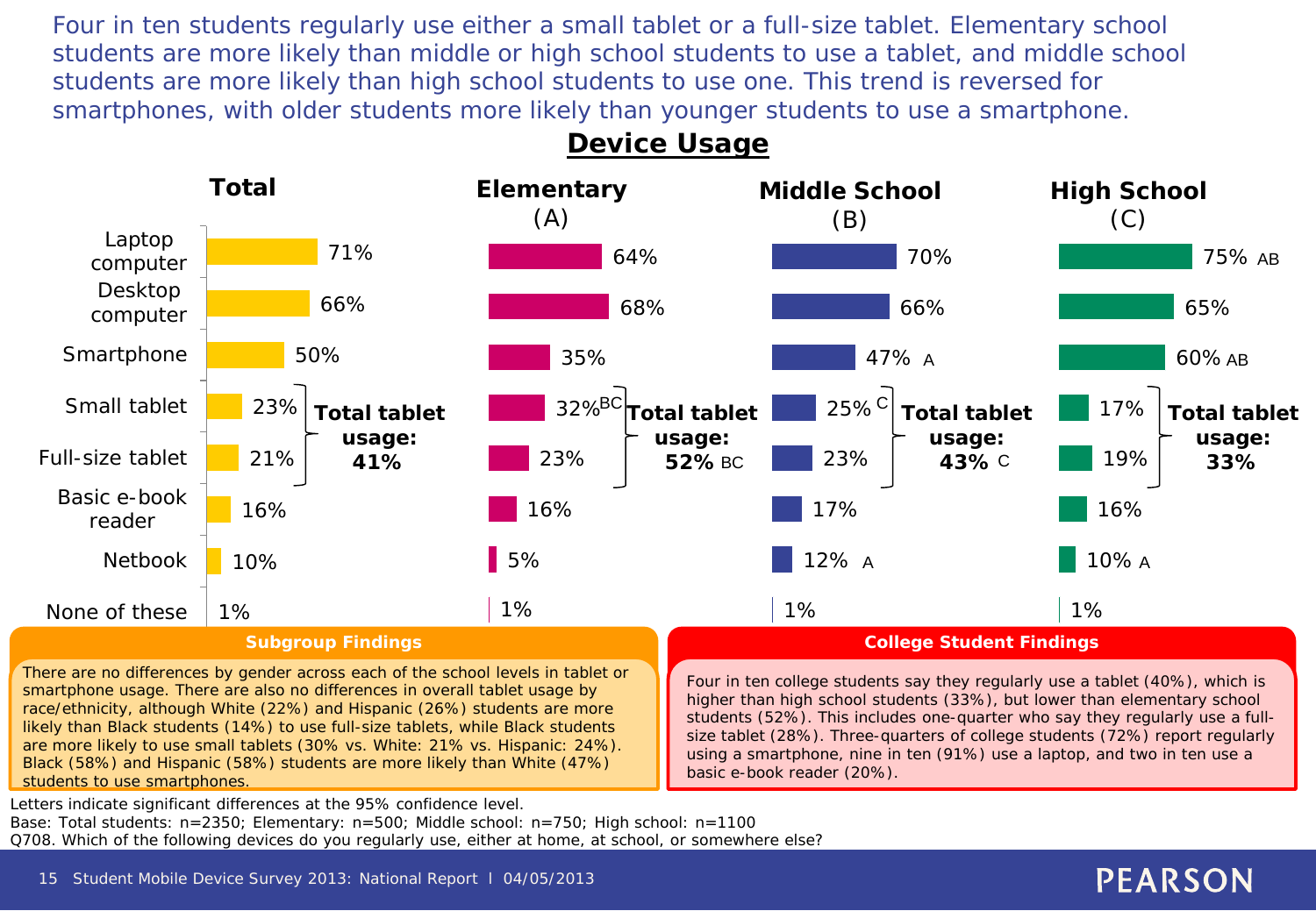Four in ten students regularly use either a small tablet or a full-size tablet. Elementary school students are more likely than middle or high school students to use a tablet, and middle school students are more likely than high school students to use one. This trend is reversed for smartphones, with older students more likely than younger students to use a smartphone.

## Device Usage

| Device | Total | Elementary (A) | Middle School (B) | High School (C) |
|---|---|---|---|---|
| Laptop computer | 71% | 64% | 70% | 75% AB |
| Desktop computer | 66% | 68% | 66% | 65% |
| Smartphone | 50% | 35% | 47% A | 60% AB |
| Small tablet | 23% | 32% BC | 25% C | 17% |
| Full-size tablet | 21% | 23% | 23% | 19% |
| **Total tablet usage** | **41%** | **52%** BC | **43%** C | **33%** |
| Basic e-book reader | 16% | 16% | 17% | 16% |
| Netbook | 10% | 5% | 12% A | 10% A |
| None of these | 1% | 1% | 1% | 1% |

### Subgroup Findings

There are no differences by gender across each of the school levels in tablet or smartphone usage. There are also no differences in overall tablet usage by race/ethnicity, although White (22%) and Hispanic (26%) students are more likely than Black students (14%) to use full-size tablets, while Black students are more likely to use small tablets (30% vs. White: 21% vs. Hispanic: 24%). Black (58%) and Hispanic (58%) students are more likely than White (47%) students to use smartphones.

### College Student Findings

Four in ten college students say they regularly use a tablet (40%), which is higher than high school students (33%), but lower than elementary school students (52%). This includes one-quarter who say they regularly use a full-size tablet (28%). Three-quarters of college students (72%) report regularly using a smartphone, nine in ten (91%) use a laptop, and two in ten use a basic e-book reader (20%).

Letters indicate significant differences at the 95% confidence level.
Base: Total students: n=2350; Elementary: n=500; Middle school: n=750; High school: n=1100
Q708. Which of the following devices do you regularly use, either at home, at school, or somewhere else?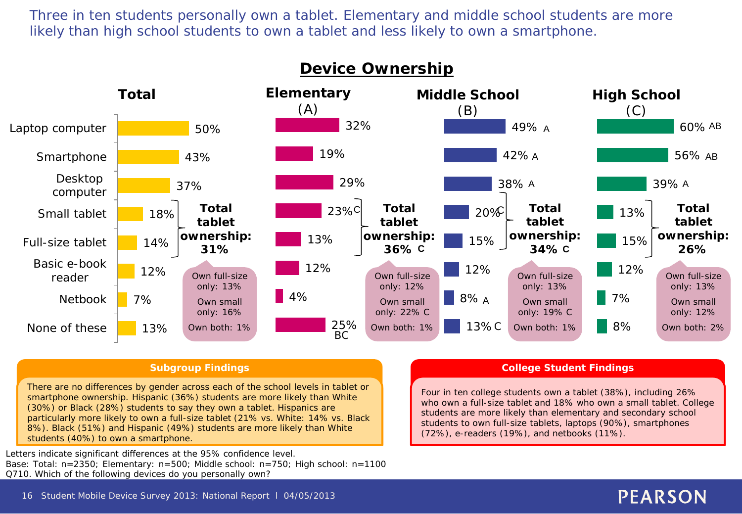Three in ten students personally own a tablet. Elementary and middle school students are more likely than high school students to own a tablet and less likely to own a smartphone.

## Device Ownership

| Device | Total | Elementary (A) | Middle School (B) | High School (C) |
|---|---|---|---|---|
| Laptop computer | 50% | 32% | 49% A | 60% AB |
| Smartphone | 43% | 19% | 42% A | 56% AB |
| Desktop computer | 37% | 29% | 38% A | 39% A |
| Small tablet | 18% | 23% C | 20% C | 13% |
| Full-size tablet | 14% | 13% | 15% | 15% |
| Basic e-book reader | 12% | 12% | 12% | 12% |
| Netbook | 7% | 4% | 8% A | 7% |
| None of these | 13% | 25% BC | 13% C | 8% |
| **Total tablet ownership** | **31%** | **36% C** | **34% C** | **26%** |
| Own full-size only | 13% | 12% | 13% | 13% |
| Own small only | 16% | 22% C | 19% C | 12% |
| Own both | 1% | 1% | 1% | 2% |

**Subgroup Findings**

There are no differences by gender across each of the school levels in tablet or smartphone ownership. Hispanic (36%) students are more likely than White (30%) or Black (28%) students to say they own a tablet. Hispanics are particularly more likely to own a full-size tablet (21% vs. White: 14% vs. Black 8%). Black (51%) and Hispanic (49%) students are more likely than White students (40%) to own a smartphone.

**College Student Findings**

Four in ten college students own a tablet (38%), including 26% who own a full-size tablet and 18% who own a small tablet. College students are more likely than elementary and secondary school students to own full-size tablets, laptops (90%), smartphones (72%), e-readers (19%), and netbooks (11%).

Letters indicate significant differences at the 95% confidence level.
Base: Total: n=2350; Elementary: n=500; Middle school: n=750; High school: n=1100
Q710. Which of the following devices do you personally own?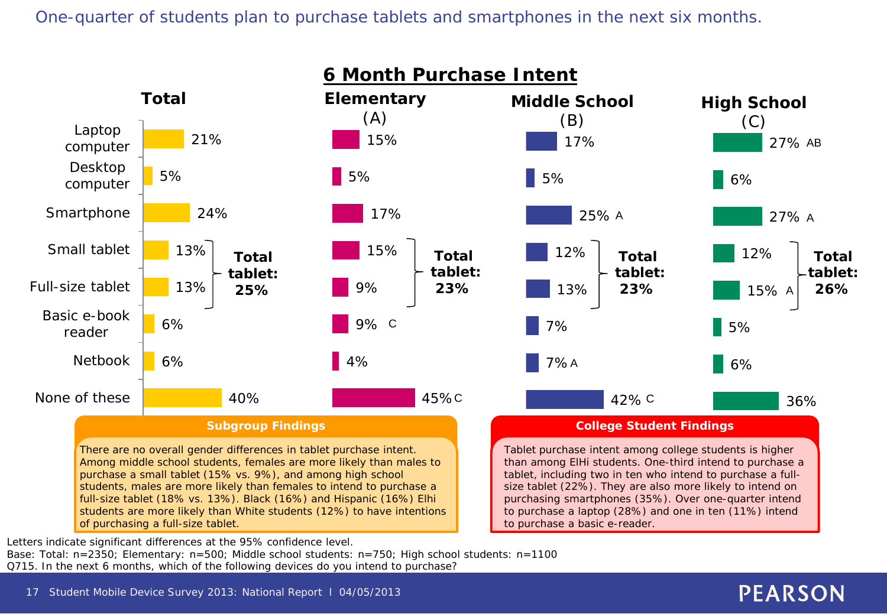One-quarter of students plan to purchase tablets and smartphones in the next six months.

## 6 Month Purchase Intent

| | Total | Elementary (A) | Middle School (B) | High School (C) |
|---|---|---|---|---|
| Laptop computer | 21% | 15% | 17% | 27% AB |
| Desktop computer | 5% | 5% | 5% | 6% |
| Smartphone | 24% | 17% | 25% A | 27% A |
| Small tablet | 13% | 15% | 12% | 12% |
| Full-size tablet | 13% | 9% | 13% | 15% A |
| **Total tablet** | **25%** | **23%** | **23%** | **26%** |
| Basic e-book reader | 6% | 9% C | 7% | 5% |
| Netbook | 6% | 4% | 7% A | 6% |
| None of these | 40% | 45% C | 42% C | 36% |

**Subgroup Findings**

There are no overall gender differences in tablet purchase intent. Among middle school students, females are more likely than males to purchase a small tablet (15% vs. 9%), and among high school students, males are more likely than females to intend to purchase a full-size tablet (18% vs. 13%). Black (16%) and Hispanic (16%) Elhi students are more likely than White students (12%) to have intentions of purchasing a full-size tablet.

**College Student Findings**

Tablet purchase intent among college students is higher than among ElHi students. One-third intend to purchase a tablet, including two in ten who intend to purchase a full-size tablet (22%). They are also more likely to intend on purchasing smartphones (35%). Over one-quarter intend to purchase a laptop (28%) and one in ten (11%) intend to purchase a basic e-reader.

Letters indicate significant differences at the 95% confidence level.
Base: Total: n=2350; Elementary: n=500; Middle school students: n=750; High school students: n=1100
Q715. In the next 6 months, which of the following devices do you intend to purchase?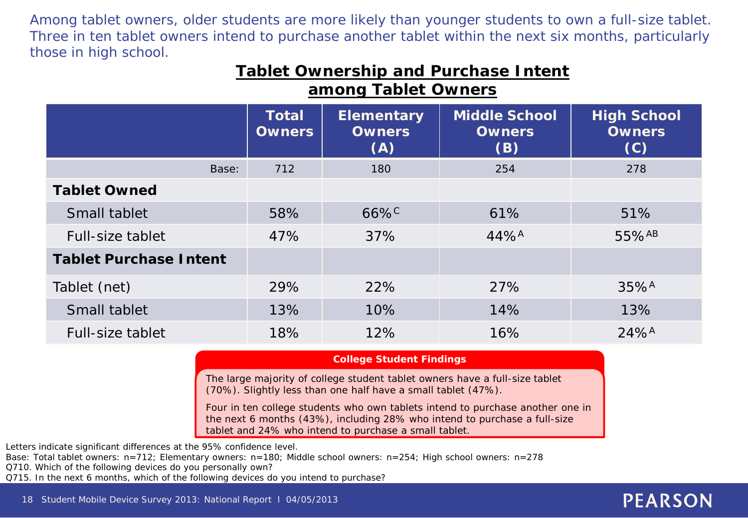Among tablet owners, older students are more likely than younger students to own a full-size tablet. Three in ten tablet owners intend to purchase another tablet within the next six months, particularly those in high school.

## Tablet Ownership and Purchase Intent among Tablet Owners

| | Total Owners | Elementary Owners (A) | Middle School Owners (B) | High School Owners (C) |
|---|---|---|---|---|
| Base: | 712 | 180 | 254 | 278 |
| **Tablet Owned** | | | | |
| Small tablet | 58% | 66% C | 61% | 51% |
| Full-size tablet | 47% | 37% | 44% A | 55% AB |
| **Tablet Purchase Intent** | | | | |
| Tablet (net) | 29% | 22% | 27% | 35% A |
| Small tablet | 13% | 10% | 14% | 13% |
| Full-size tablet | 18% | 12% | 16% | 24% A |

**College Student Findings**

The large majority of college student tablet owners have a full-size tablet (70%). Slightly less than one half have a small tablet (47%).

Four in ten college students who own tablets intend to purchase another one in the next 6 months (43%), including 28% who intend to purchase a full-size tablet and 24% who intend to purchase a small tablet.

Letters indicate significant differences at the 95% confidence level.
Base: Total tablet owners: n=712; Elementary owners: n=180; Middle school owners: n=254; High school owners: n=278
Q710. Which of the following devices do you personally own?
Q715. In the next 6 months, which of the following devices do you intend to purchase?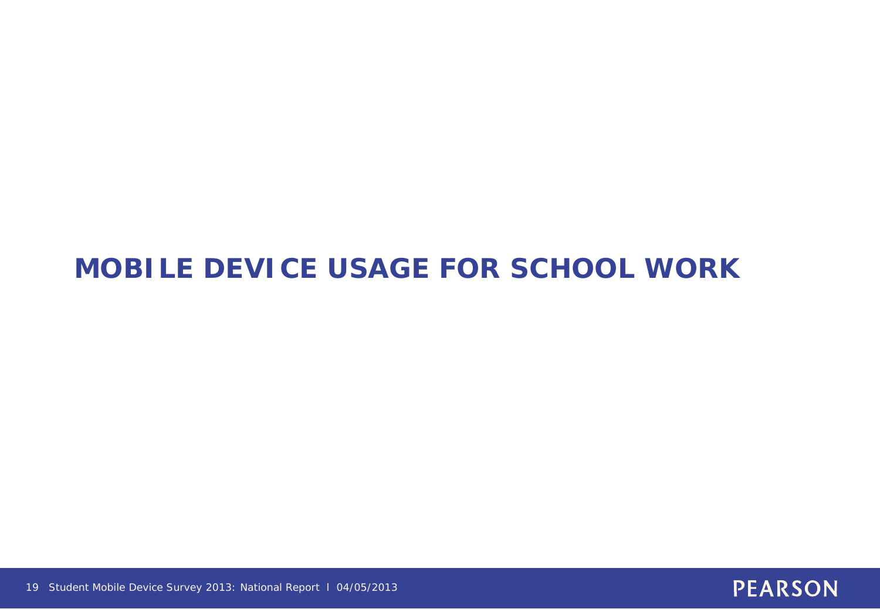# MOBILE DEVICE USAGE FOR SCHOOL WORK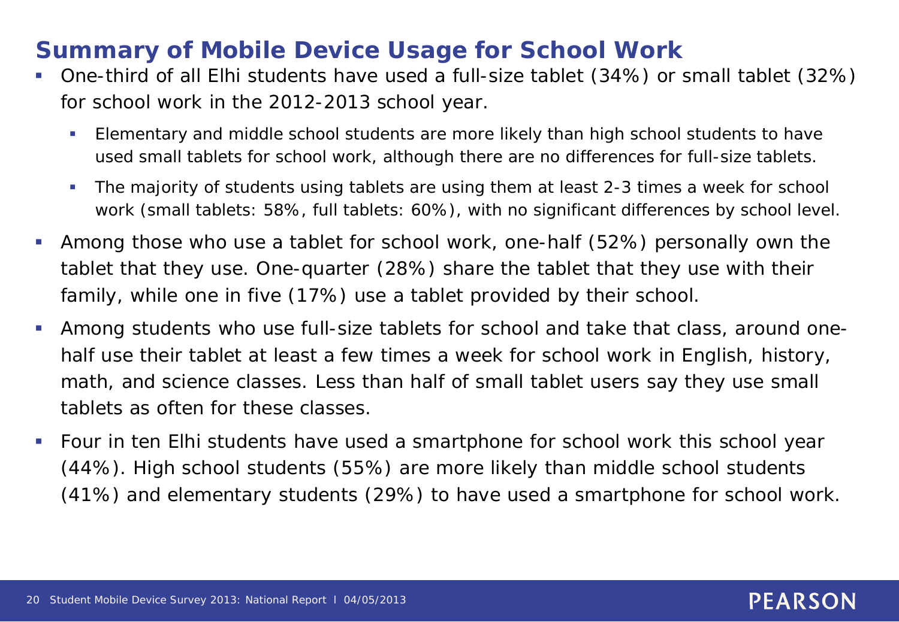## Summary of Mobile Device Usage for School Work

- One-third of all Elhi students have used a full-size tablet (34%) or small tablet (32%) for school work in the 2012-2013 school year.
  - Elementary and middle school students are more likely than high school students to have used small tablets for school work, although there are no differences for full-size tablets.
  - The majority of students using tablets are using them at least 2-3 times a week for school work (small tablets: 58%, full tablets: 60%), with no significant differences by school level.
- Among those who use a tablet for school work, one-half (52%) personally own the tablet that they use. One-quarter (28%) share the tablet that they use with their family, while one in five (17%) use a tablet provided by their school.
- Among students who use full-size tablets for school and take that class, around one-half use their tablet at least a few times a week for school work in English, history, math, and science classes. Less than half of small tablet users say they use small tablets as often for these classes.
- Four in ten Elhi students have used a smartphone for school work this school year (44%). High school students (55%) are more likely than middle school students (41%) and elementary students (29%) to have used a smartphone for school work.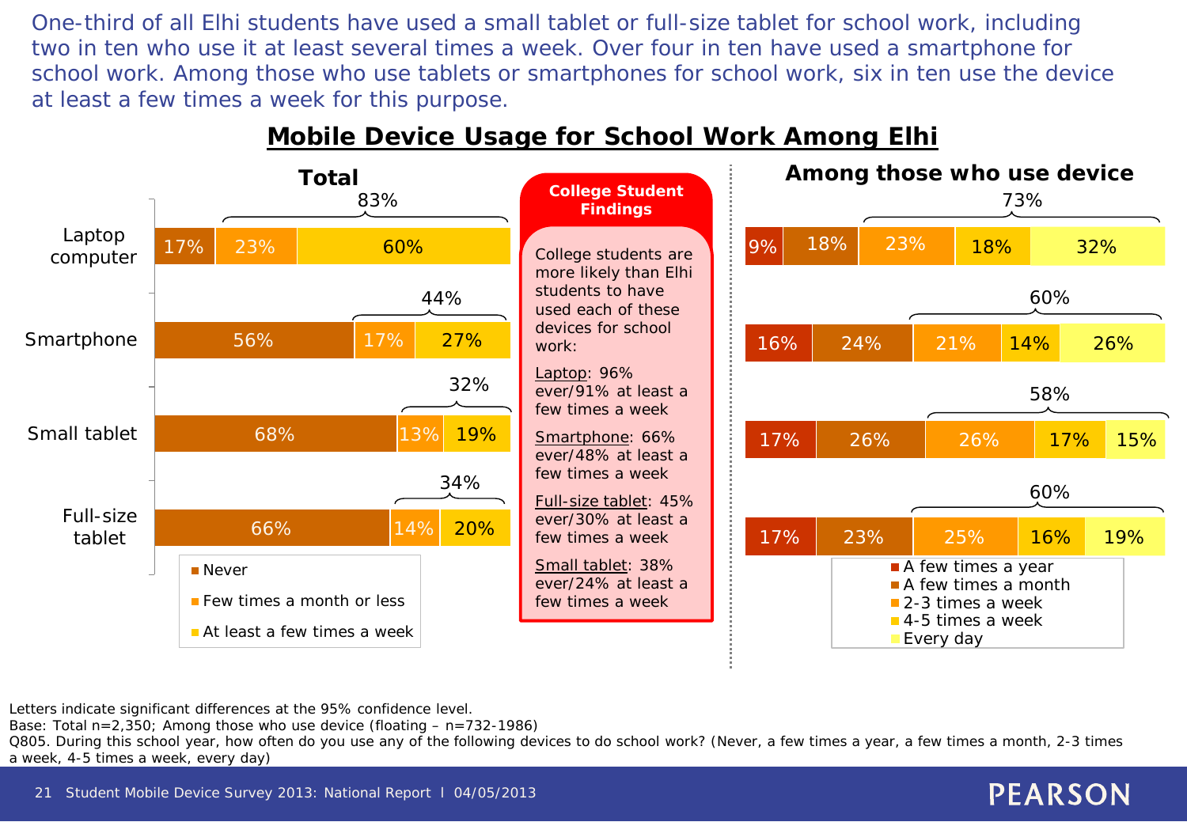One-third of all Elhi students have used a small tablet or full-size tablet for school work, including two in ten who use it at least several times a week. Over four in ten have used a smartphone for school work. Among those who use tablets or smartphones for school work, six in ten use the device at least a few times a week for this purpose.

## Mobile Device Usage for School Work Among Elhi

### Total

| Device | Never | Few times a month or less | At least a few times a week | Total used |
|---|---|---|---|---|
| Laptop computer | 17% | 23% | 60% | 83% |
| Smartphone | 56% | 17% | 27% | 44% |
| Small tablet | 68% | 13% | 19% | 32% |
| Full-size tablet | 66% | 14% | 20% | 34% |

### College Student Findings

College students are more likely than Elhi students to have used each of these devices for school work:

- Laptop: 96% ever/91% at least a few times a week
- Smartphone: 66% ever/48% at least a few times a week
- Full-size tablet: 45% ever/30% at least a few times a week
- Small tablet: 38% ever/24% at least a few times a week

### Among those who use device

| Device | A few times a year | A few times a month | 2-3 times a week | 4-5 times a week | Every day | At least a few times a week |
|---|---|---|---|---|---|---|
| Laptop computer | 9% | 18% | 23% | 18% | 32% | 73% |
| Smartphone | 16% | 24% | 21% | 14% | 26% | 60% |
| Small tablet | 17% | 26% | 26% | 17% | 15% | 58% |
| Full-size tablet | 17% | 23% | 25% | 16% | 19% | 60% |

Letters indicate significant differences at the 95% confidence level.
Base: Total n=2,350; Among those who use device (floating – n=732-1986)
Q805. During this school year, how often do you use any of the following devices to do school work? (Never, a few times a year, a few times a month, 2-3 times a week, 4-5 times a week, every day)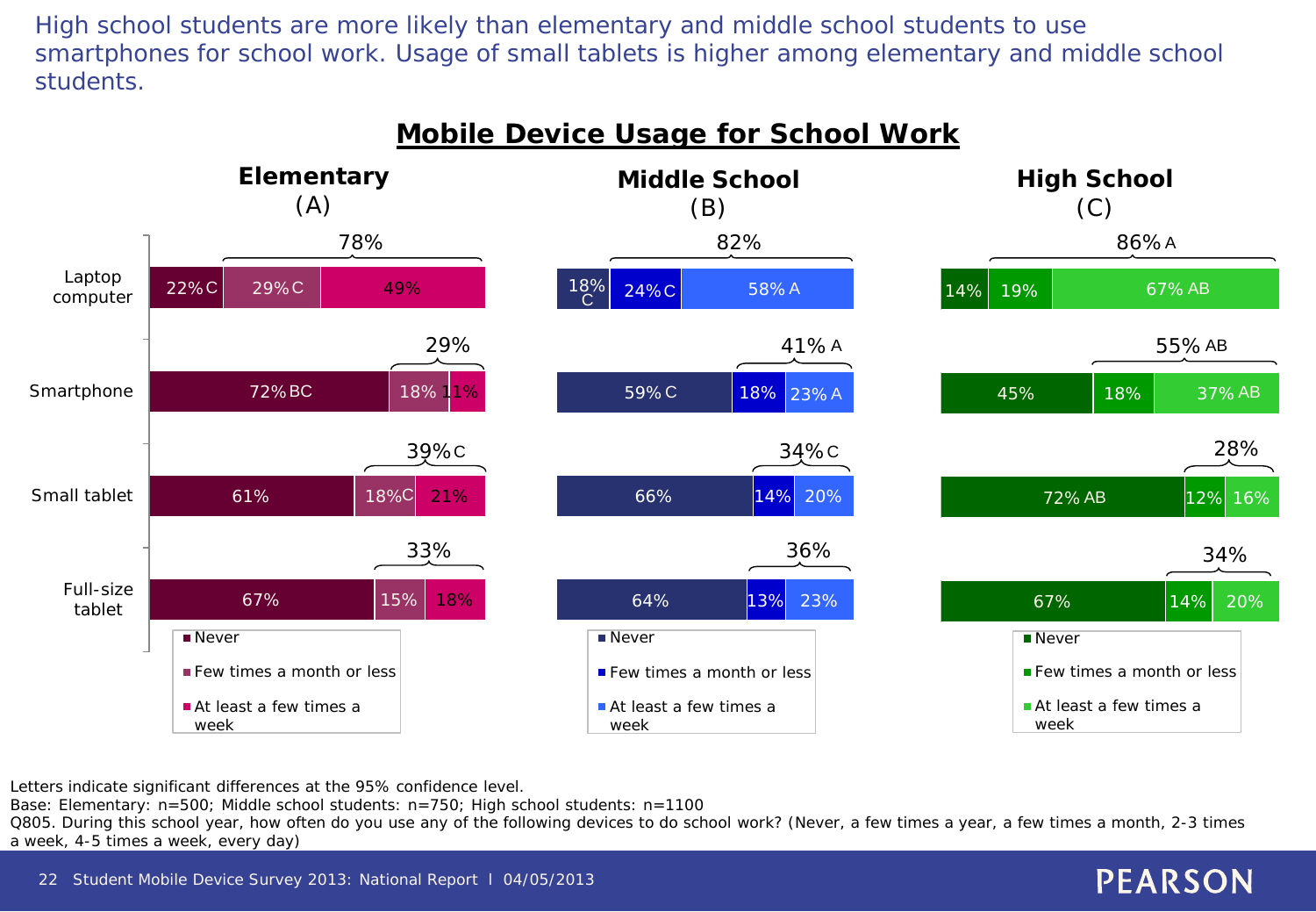High school students are more likely than elementary and middle school students to use smartphones for school work. Usage of small tablets is higher among elementary and middle school students.

## Mobile Device Usage for School Work

### Elementary (A)

| Device | Never | Few times a month or less | At least a few times a week | Total (at least few times a month or less + at least a few times a week) |
|---|---|---|---|---|
| Laptop computer | 22% C | 29% C | 49% | 78% |
| Smartphone | 72% BC | 18% | 11% | 29% |
| Small tablet | 61% | 18% C | 21% | 39% C |
| Full-size tablet | 67% | 15% | 18% | 33% |

### Middle School (B)

| Device | Never | Few times a month or less | At least a few times a week | Total (at least few times a month or less + at least a few times a week) |
|---|---|---|---|---|
| Laptop computer | 18% C | 24% C | 58% A | 82% |
| Smartphone | 59% C | 18% | 23% A | 41% A |
| Small tablet | 66% | 14% | 20% | 34% C |
| Full-size tablet | 64% | 13% | 23% | 36% |

### High School (C)

| Device | Never | Few times a month or less | At least a few times a week | Total (at least few times a month or less + at least a few times a week) |
|---|---|---|---|---|
| Laptop computer | 14% | 19% | 67% AB | 86% A |
| Smartphone | 45% | 18% | 37% AB | 55% AB |
| Small tablet | 72% AB | 12% | 16% | 28% |
| Full-size tablet | 67% | 14% | 20% | 34% |

Letters indicate significant differences at the 95% confidence level.
Base: Elementary: n=500; Middle school students: n=750; High school students: n=1100
Q805. During this school year, how often do you use any of the following devices to do school work? (Never, a few times a year, a few times a month, 2-3 times a week, 4-5 times a week, every day)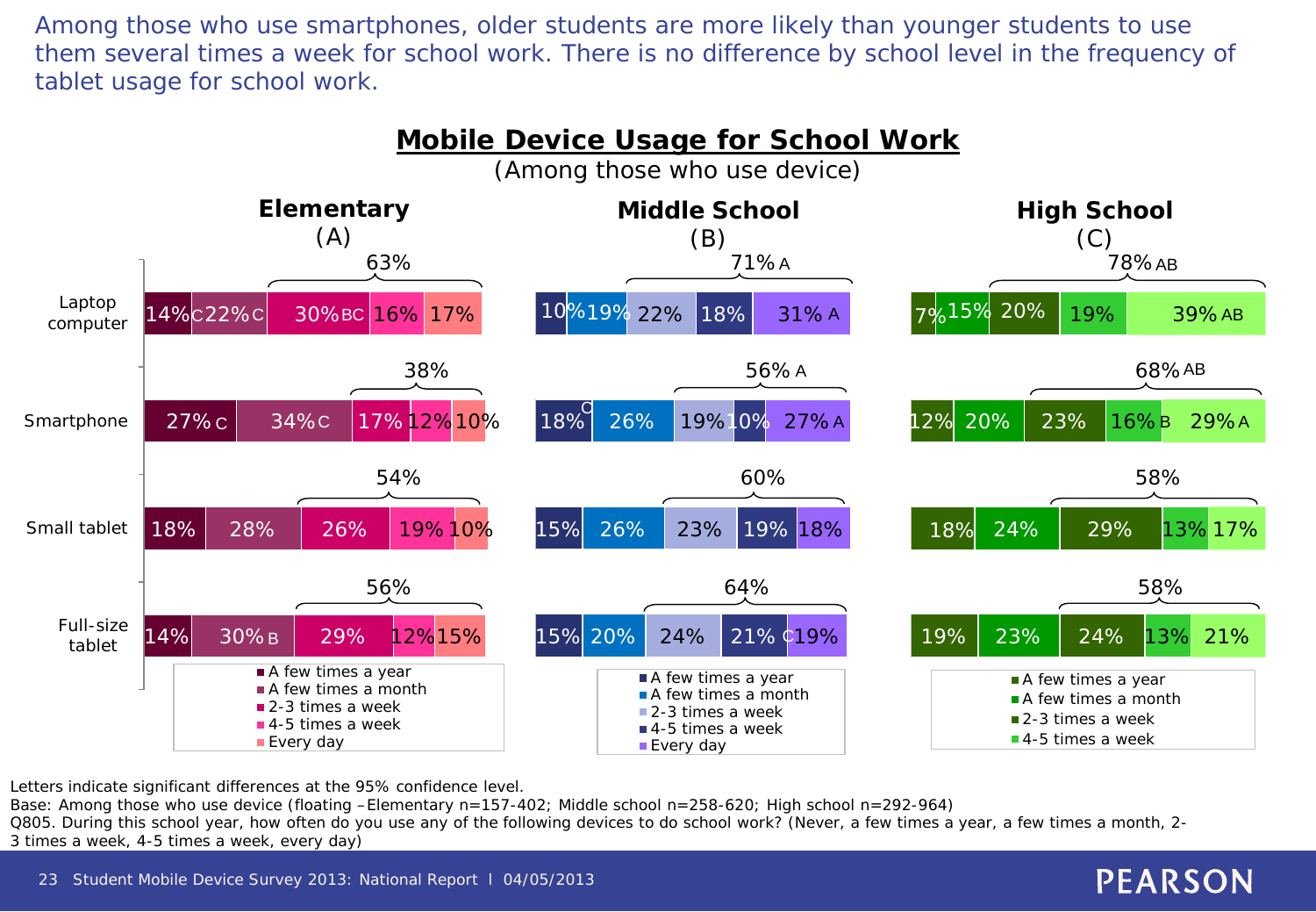Among those who use smartphones, older students are more likely than younger students to use them several times a week for school work. There is no difference by school level in the frequency of tablet usage for school work.

## Mobile Device Usage for School Work

(Among those who use device)

### Elementary (A)

| Device | A few times a year | A few times a month | 2-3 times a week | 4-5 times a week | Every day | 2-3 times a week or more |
|---|---|---|---|---|---|---|
| Laptop computer | 14% C | 22% C | 30% BC | 16% | 17% | 63% |
| Smartphone | 27% C | 34% C | 17% | 12% | 10% | 38% |
| Small tablet | 18% | 28% | 26% | 19% | 10% | 54% |
| Full-size tablet | 14% | 30% B | 29% | 12% | 15% | 56% |

### Middle School (B)

| Device | A few times a year | A few times a month | 2-3 times a week | 4-5 times a week | Every day | 2-3 times a week or more |
|---|---|---|---|---|---|---|
| Laptop computer | 10% | 19% | 22% | 18% | 31% A | 71% A |
| Smartphone | 18% C | 26% | 19% | 10% | 27% A | 56% A |
| Small tablet | 15% | 26% | 23% | 19% | 18% | 60% |
| Full-size tablet | 15% | 20% | 24% | 21% C | 19% | 64% |

### High School (C)

| Device | A few times a year | A few times a month | 2-3 times a week | 4-5 times a week | Every day | 2-3 times a week or more |
|---|---|---|---|---|---|---|
| Laptop computer | 7% | 15% | 20% | 19% | 39% AB | 78% AB |
| Smartphone | 12% | 20% | 23% | 16% B | 29% A | 68% AB |
| Small tablet | 18% | 24% | 29% | 13% | 17% | 58% |
| Full-size tablet | 19% | 23% | 24% | 13% | 21% | 58% |

Letters indicate significant differences at the 95% confidence level.

Base: Among those who use device (floating –Elementary n=157-402; Middle school n=258-620; High school n=292-964)

Q805. During this school year, how often do you use any of the following devices to do school work? (Never, a few times a year, a few times a month, 2-3 times a week, 4-5 times a week, every day)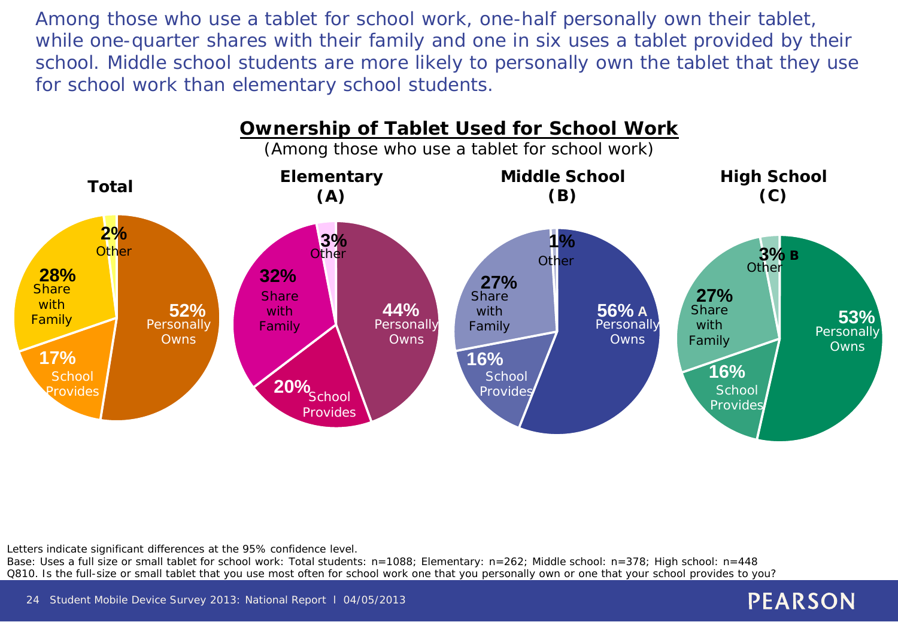Among those who use a tablet for school work, one-half personally own their tablet, while one-quarter shares with their family and one in six uses a tablet provided by their school. Middle school students are more likely to personally own the tablet that they use for school work than elementary school students.

## Ownership of Tablet Used for School Work

(Among those who use a tablet for school work)

| | Total | Elementary (A) | Middle School (B) | High School (C) |
|---|---|---|---|---|
| Personally Owns | 52% | 44% | 56% A | 53% |
| Share with Family | 28% | 32% | 27% | 27% |
| School Provides | 17% | 20% | 16% | 16% |
| Other | 2% | 3% | 1% | 3% B |

Letters indicate significant differences at the 95% confidence level.

Base: Uses a full size or small tablet for school work: Total students: n=1088; Elementary: n=262; Middle school: n=378; High school: n=448

Q810. Is the full-size or small tablet that you use most often for school work one that you personally own or one that your school provides to you?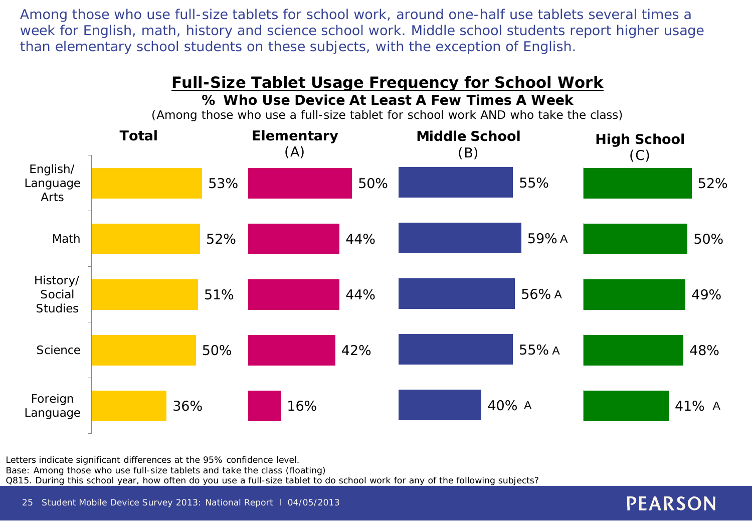Among those who use full-size tablets for school work, around one-half use tablets several times a week for English, math, history and science school work. Middle school students report higher usage than elementary school students on these subjects, with the exception of English.

## Full-Size Tablet Usage Frequency for School Work

**% Who Use Device At Least A Few Times A Week**

(Among those who use a full-size tablet for school work AND who take the class)

| | Total | Elementary (A) | Middle School (B) | High School (C) |
|---|---|---|---|---|
| English/ Language Arts | 53% | 50% | 55% | 52% |
| Math | 52% | 44% | 59% A | 50% |
| History/ Social Studies | 51% | 44% | 56% A | 49% |
| Science | 50% | 42% | 55% A | 48% |
| Foreign Language | 36% | 16% | 40% A | 41% A |

Letters indicate significant differences at the 95% confidence level.
Base: Among those who use full-size tablets and take the class (floating)
Q815. During this school year, how often do you use a full-size tablet to do school work for any of the following subjects?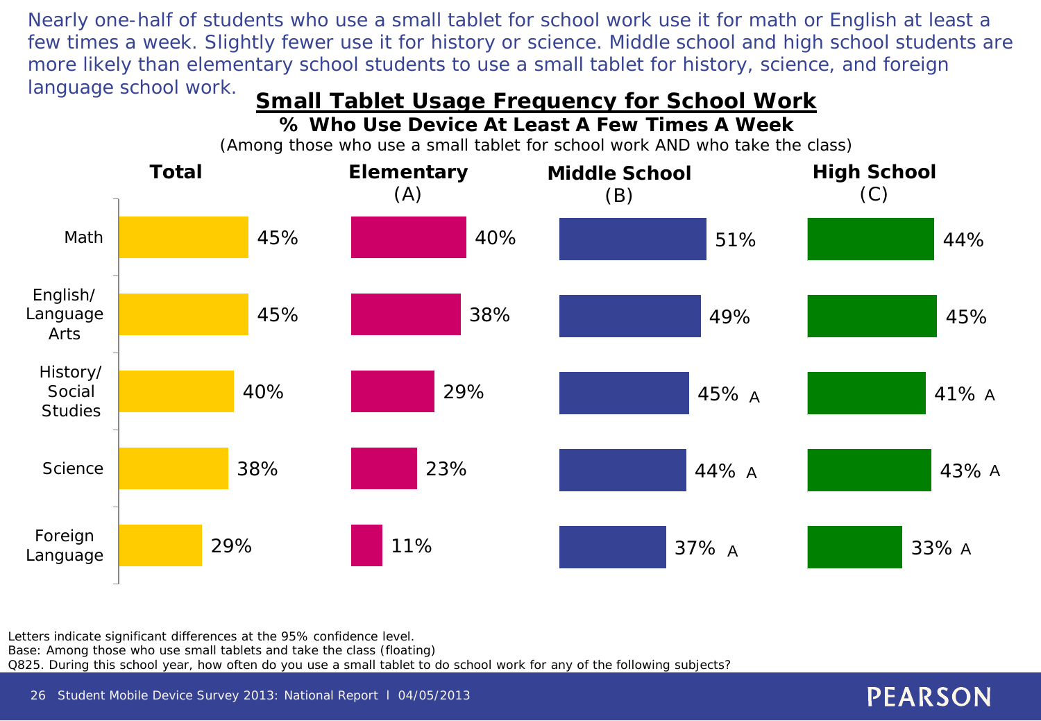Nearly one-half of students who use a small tablet for school work use it for math or English at least a few times a week. Slightly fewer use it for history or science. Middle school and high school students are more likely than elementary school students to use a small tablet for history, science, and foreign language school work.

## Small Tablet Usage Frequency for School Work

**% Who Use Device At Least A Few Times A Week**

(Among those who use a small tablet for school work AND who take the class)

| | Total | Elementary (A) | Middle School (B) | High School (C) |
|---|---|---|---|---|
| Math | 45% | 40% | 51% | 44% |
| English/ Language Arts | 45% | 38% | 49% | 45% |
| History/ Social Studies | 40% | 29% | 45% A | 41% A |
| Science | 38% | 23% | 44% A | 43% A |
| Foreign Language | 29% | 11% | 37% A | 33% A |

Letters indicate significant differences at the 95% confidence level.
Base: Among those who use small tablets and take the class (floating)
Q825. During this school year, how often do you use a small tablet to do school work for any of the following subjects?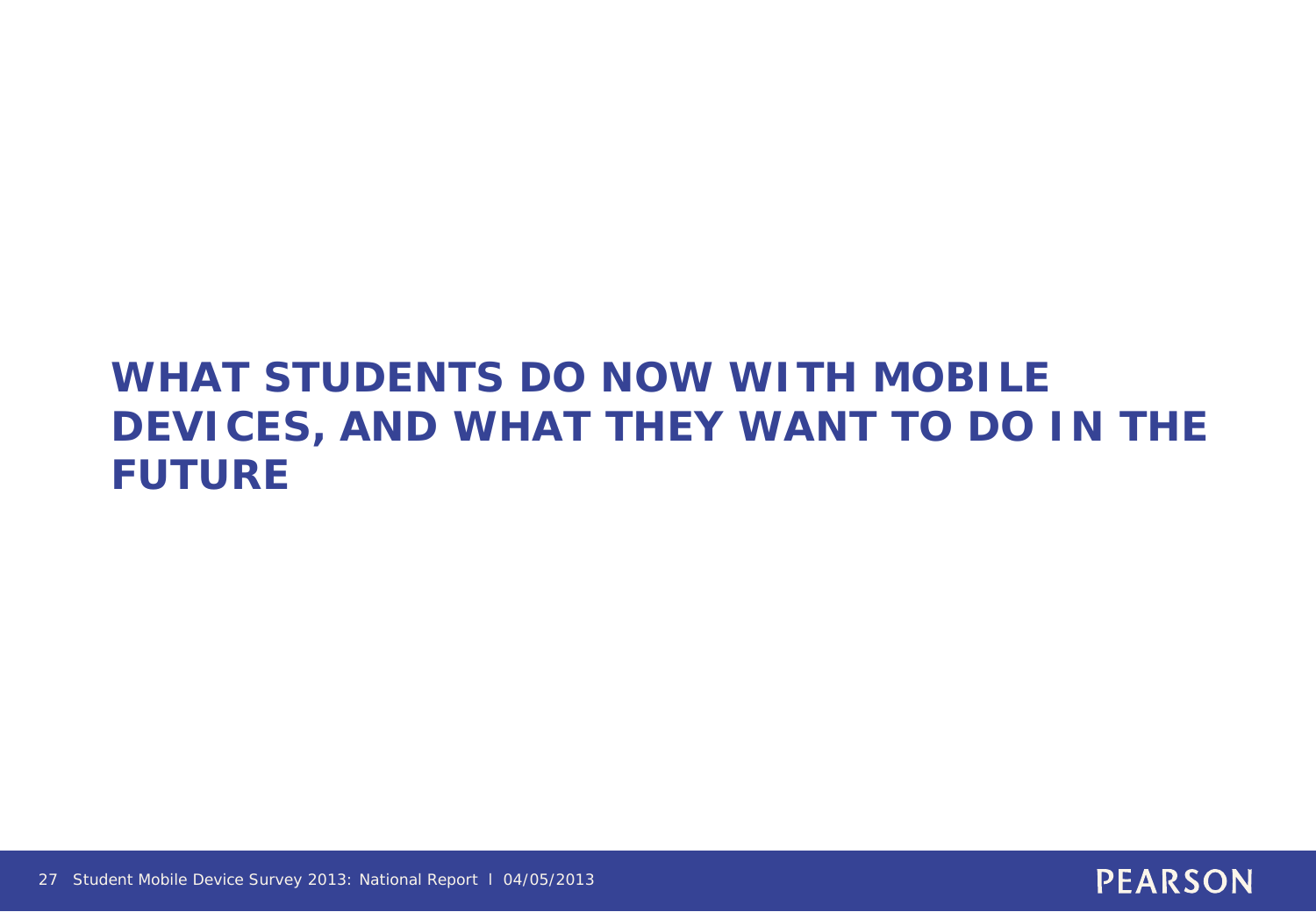# WHAT STUDENTS DO NOW WITH MOBILE DEVICES, AND WHAT THEY WANT TO DO IN THE FUTURE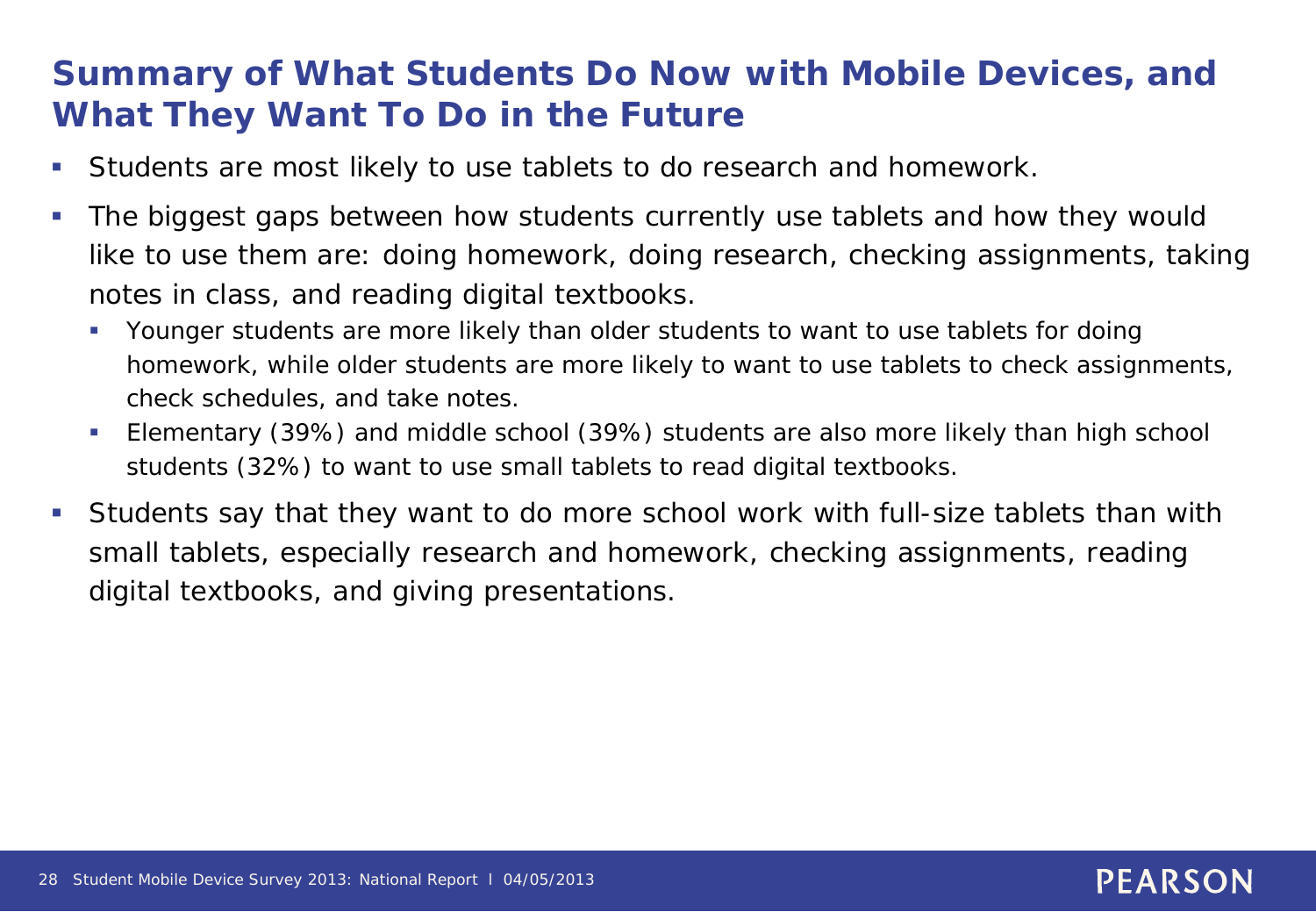## Summary of What Students Do Now with Mobile Devices, and What They Want To Do in the Future

- Students are most likely to use tablets to do research and homework.
- The biggest gaps between how students currently use tablets and how they would like to use them are: doing homework, doing research, checking assignments, taking notes in class, and reading digital textbooks.
  - Younger students are more likely than older students to want to use tablets for doing homework, while older students are more likely to want to use tablets to check assignments, check schedules, and take notes.
  - Elementary (39%) and middle school (39%) students are also more likely than high school students (32%) to want to use small tablets to read digital textbooks.
- Students say that they want to do more school work with full-size tablets than with small tablets, especially research and homework, checking assignments, reading digital textbooks, and giving presentations.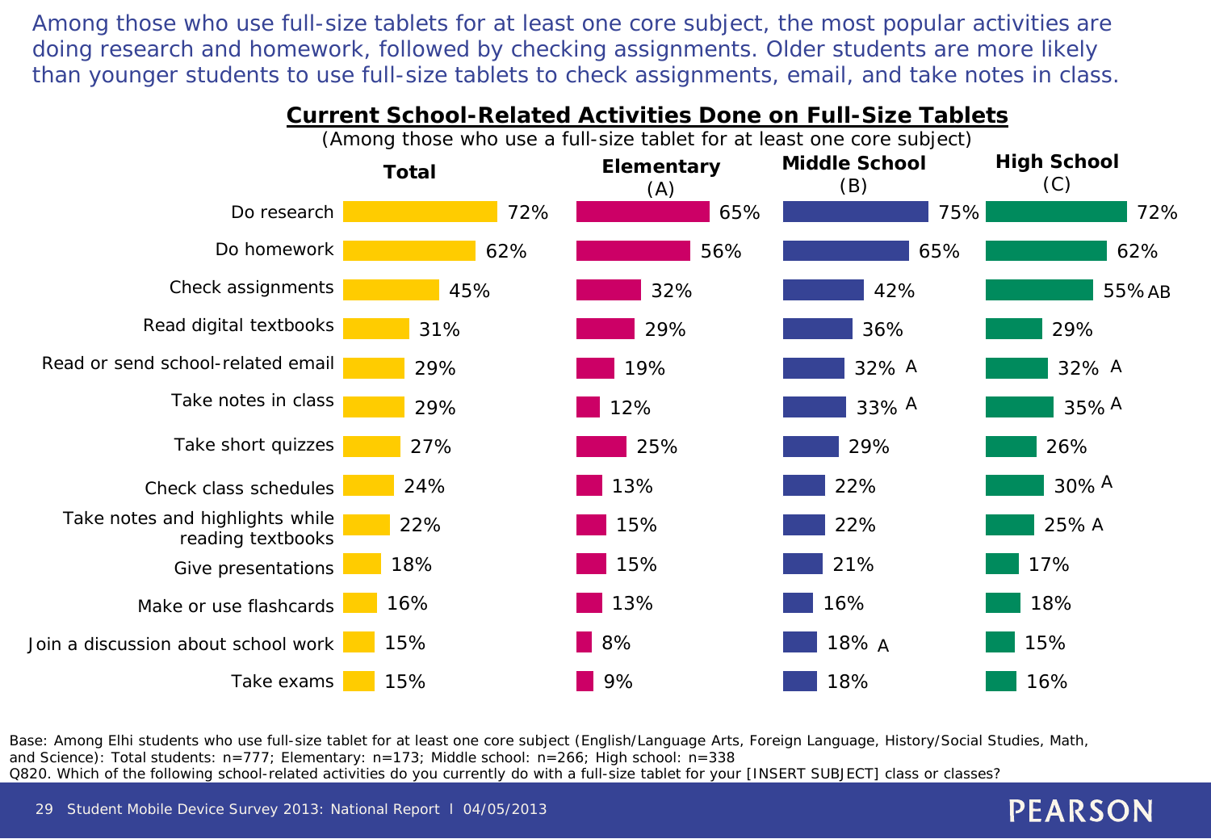Among those who use full-size tablets for at least one core subject, the most popular activities are doing research and homework, followed by checking assignments. Older students are more likely than younger students to use full-size tablets to check assignments, email, and take notes in class.

## Current School-Related Activities Done on Full-Size Tablets

(Among those who use a full-size tablet for at least one core subject)

| | Total | Elementary (A) | Middle School (B) | High School (C) |
|---|---|---|---|---|
| Do research | 72% | 65% | 75% | 72% |
| Do homework | 62% | 56% | 65% | 62% |
| Check assignments | 45% | 32% | 42% | 55% AB |
| Read digital textbooks | 31% | 29% | 36% | 29% |
| Read or send school-related email | 29% | 19% | 32% A | 32% A |
| Take notes in class | 29% | 12% | 33% A | 35% A |
| Take short quizzes | 27% | 25% | 29% | 26% |
| Check class schedules | 24% | 13% | 22% | 30% A |
| Take notes and highlights while reading textbooks | 22% | 15% | 22% | 25% A |
| Give presentations | 18% | 15% | 21% | 17% |
| Make or use flashcards | 16% | 13% | 16% | 18% |
| Join a discussion about school work | 15% | 8% | 18% A | 15% |
| Take exams | 15% | 9% | 18% | 16% |

Base: Among Elhi students who use full-size tablet for at least one core subject (English/Language Arts, Foreign Language, History/Social Studies, Math, and Science): Total students: n=777; Elementary: n=173; Middle school: n=266; High school: n=338
Q820. Which of the following school-related activities do you currently do with a full-size tablet for your [INSERT SUBJECT] class or classes?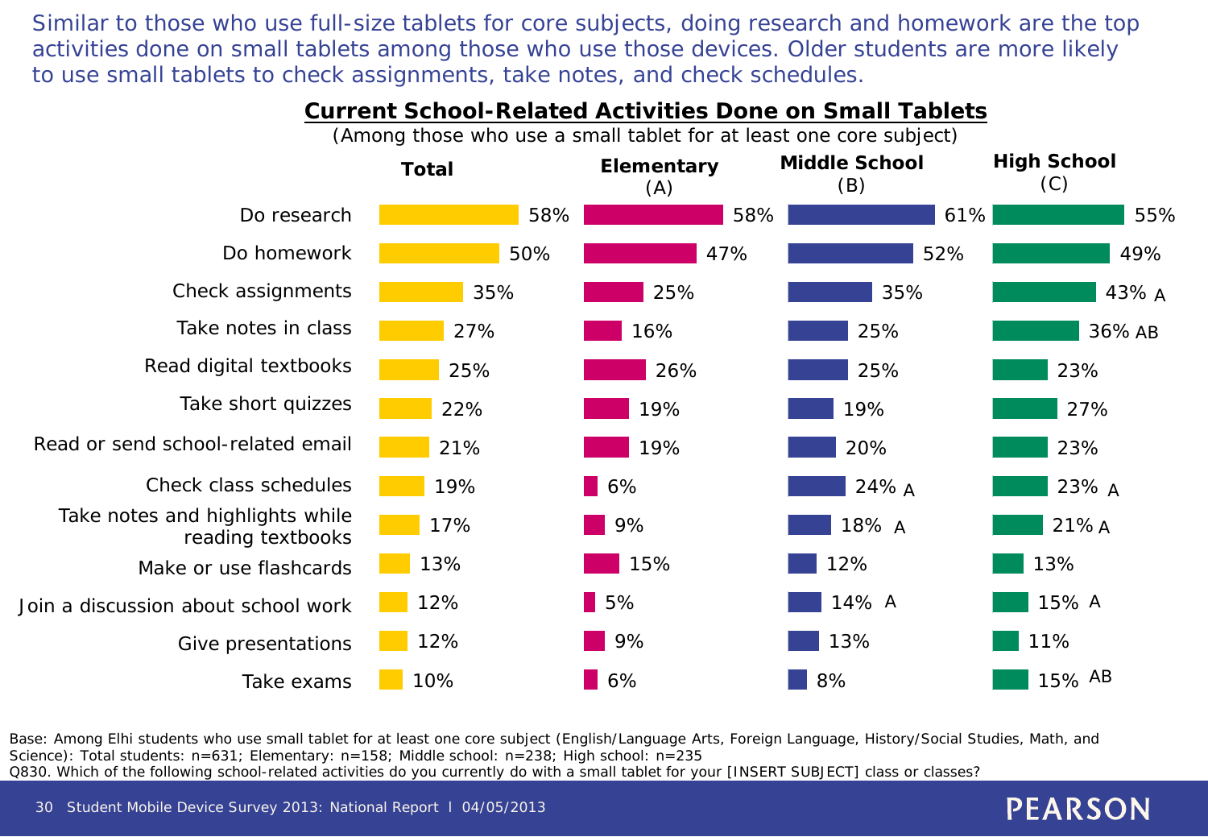Similar to those who use full-size tablets for core subjects, doing research and homework are the top activities done on small tablets among those who use those devices. Older students are more likely to use small tablets to check assignments, take notes, and check schedules.

## Current School-Related Activities Done on Small Tablets

(Among those who use a small tablet for at least one core subject)

| | Total | Elementary (A) | Middle School (B) | High School (C) |
|---|---|---|---|---|
| Do research | 58% | 58% | 61% | 55% |
| Do homework | 50% | 47% | 52% | 49% |
| Check assignments | 35% | 25% | 35% | 43% A |
| Take notes in class | 27% | 16% | 25% | 36% AB |
| Read digital textbooks | 25% | 26% | 25% | 23% |
| Take short quizzes | 22% | 19% | 19% | 27% |
| Read or send school-related email | 21% | 19% | 20% | 23% |
| Check class schedules | 19% | 6% | 24% A | 23% A |
| Take notes and highlights while reading textbooks | 17% | 9% | 18% A | 21% A |
| Make or use flashcards | 13% | 15% | 12% | 13% |
| Join a discussion about school work | 12% | 5% | 14% A | 15% A |
| Give presentations | 12% | 9% | 13% | 11% |
| Take exams | 10% | 6% | 8% | 15% AB |

Base: Among Elhi students who use small tablet for at least one core subject (English/Language Arts, Foreign Language, History/Social Studies, Math, and Science): Total students: n=631; Elementary: n=158; Middle school: n=238; High school: n=235

Q830. Which of the following school-related activities do you currently do with a small tablet for your [INSERT SUBJECT] class or classes?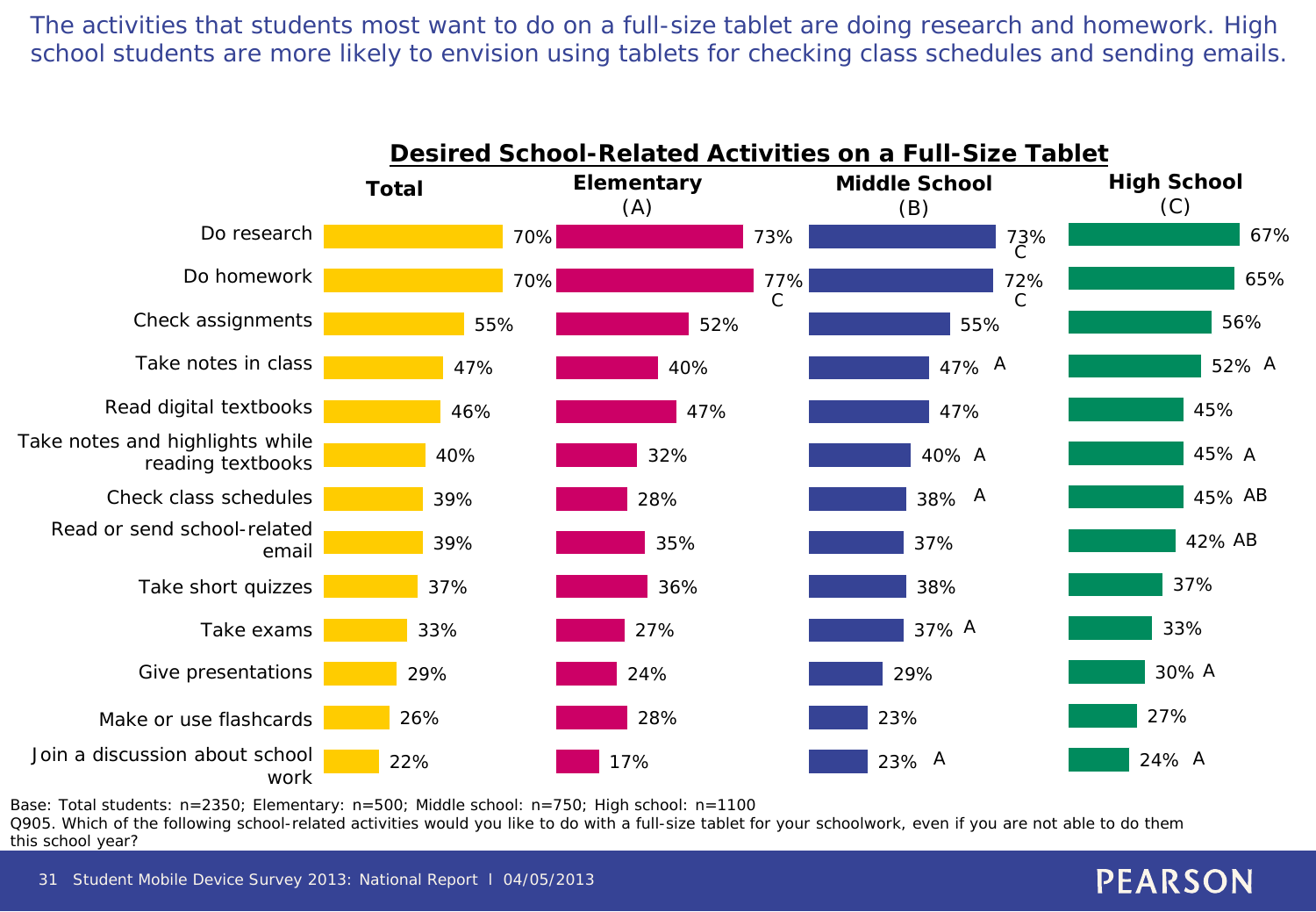The activities that students most want to do on a full-size tablet are doing research and homework. High school students are more likely to envision using tablets for checking class schedules and sending emails.

## Desired School-Related Activities on a Full-Size Tablet

| Activity | Total | Elementary (A) | Middle School (B) | High School (C) |
|---|---|---|---|---|
| Do research | 70% | 73% | 73% C | 67% |
| Do homework | 70% | 77% C | 72% C | 65% |
| Check assignments | 55% | 52% | 55% | 56% |
| Take notes in class | 47% | 40% | 47% A | 52% A |
| Read digital textbooks | 46% | 47% | 47% | 45% |
| Take notes and highlights while reading textbooks | 40% | 32% | 40% A | 45% A |
| Check class schedules | 39% | 28% | 38% A | 45% AB |
| Read or send school-related email | 39% | 35% | 37% | 42% AB |
| Take short quizzes | 37% | 36% | 38% | 37% |
| Take exams | 33% | 27% | 37% A | 33% |
| Give presentations | 29% | 24% | 29% | 30% A |
| Make or use flashcards | 26% | 28% | 23% | 27% |
| Join a discussion about school work | 22% | 17% | 23% A | 24% A |

Base: Total students: n=2350; Elementary: n=500; Middle school: n=750; High school: n=1100

Q905. Which of the following school-related activities would you like to do with a full-size tablet for your schoolwork, even if you are not able to do them this school year?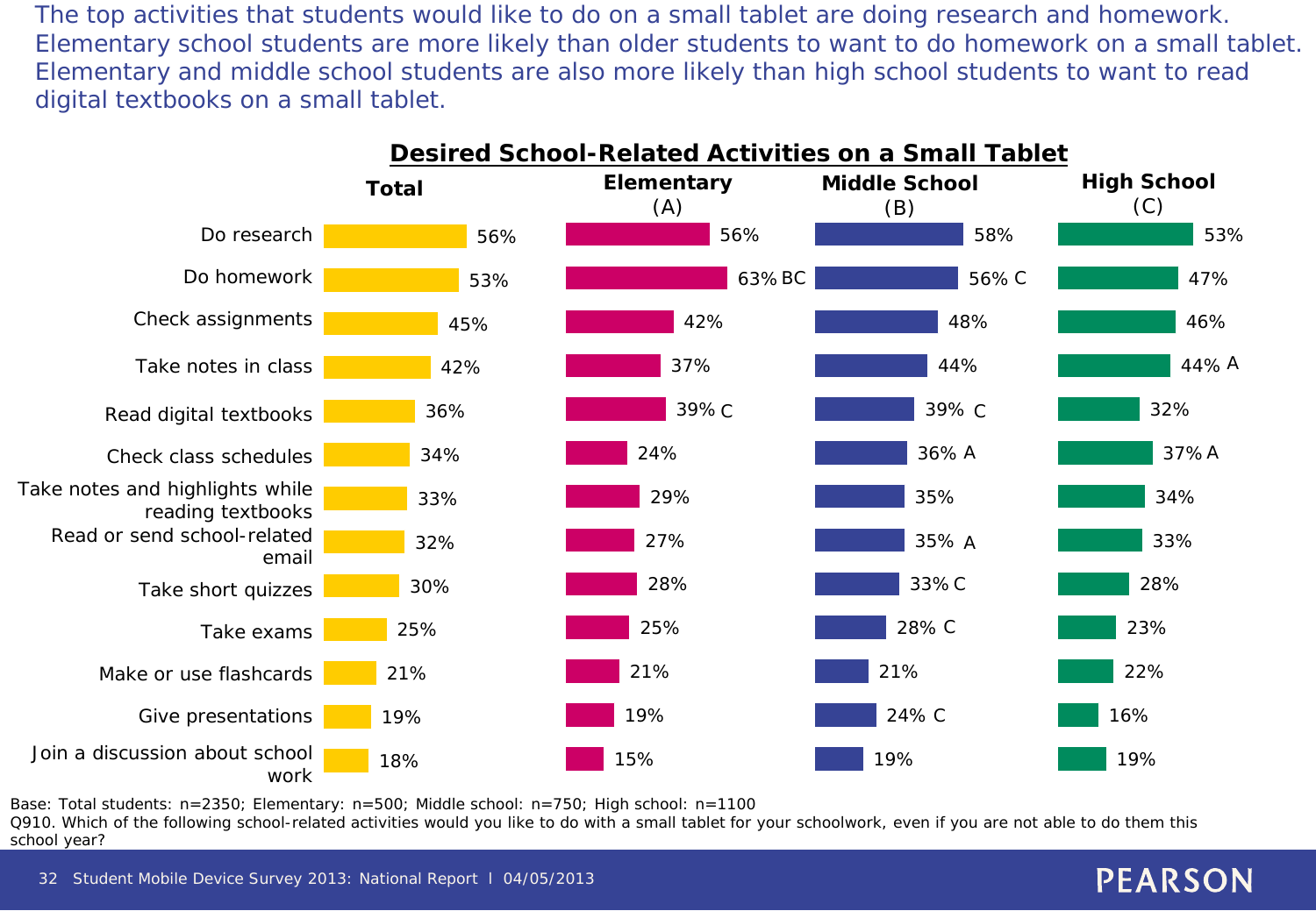The top activities that students would like to do on a small tablet are doing research and homework. Elementary school students are more likely than older students to want to do homework on a small tablet. Elementary and middle school students are also more likely than high school students to want to read digital textbooks on a small tablet.

## Desired School-Related Activities on a Small Tablet

| Activity | Total | Elementary (A) | Middle School (B) | High School (C) |
|---|---|---|---|---|
| Do research | 56% | 56% | 58% | 53% |
| Do homework | 53% | 63% BC | 56% C | 47% |
| Check assignments | 45% | 42% | 48% | 46% |
| Take notes in class | 42% | 37% | 44% | 44% A |
| Read digital textbooks | 36% | 39% C | 39% C | 32% |
| Check class schedules | 34% | 24% | 36% A | 37% A |
| Take notes and highlights while reading textbooks | 33% | 29% | 35% | 34% |
| Read or send school-related email | 32% | 27% | 35% A | 33% |
| Take short quizzes | 30% | 28% | 33% C | 28% |
| Take exams | 25% | 25% | 28% C | 23% |
| Make or use flashcards | 21% | 21% | 21% | 22% |
| Give presentations | 19% | 19% | 24% C | 16% |
| Join a discussion about school work | 18% | 15% | 19% | 19% |

Base: Total students: n=2350; Elementary: n=500; Middle school: n=750; High school: n=1100

Q910. Which of the following school-related activities would you like to do with a small tablet for your schoolwork, even if you are not able to do them this school year?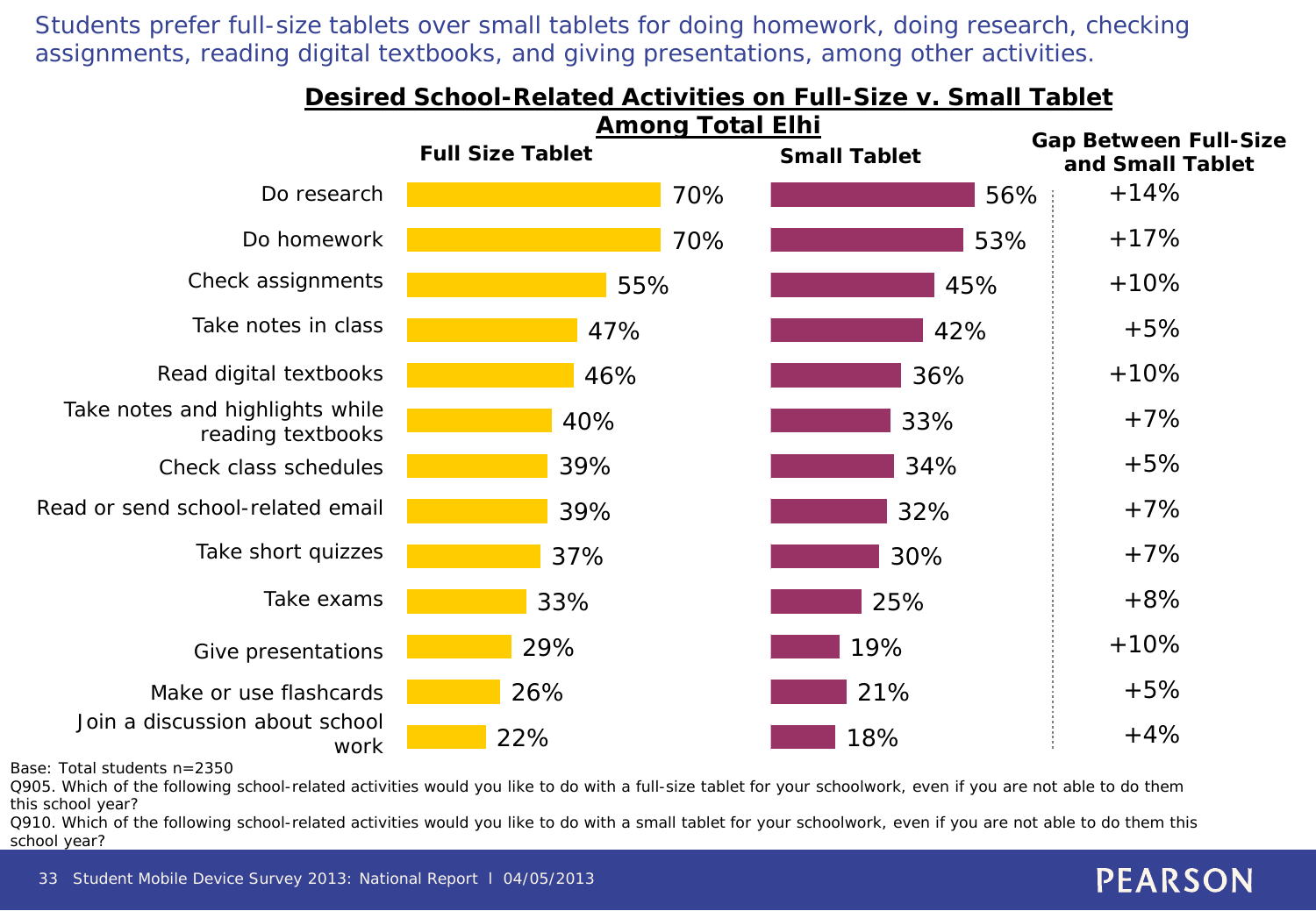Students prefer full-size tablets over small tablets for doing homework, doing research, checking assignments, reading digital textbooks, and giving presentations, among other activities.

## Desired School-Related Activities on Full-Size v. Small Tablet Among Total Elhi

| Activity | Full Size Tablet | Small Tablet | Gap Between Full-Size and Small Tablet |
|---|---|---|---|
| Do research | 70% | 56% | +14% |
| Do homework | 70% | 53% | +17% |
| Check assignments | 55% | 45% | +10% |
| Take notes in class | 47% | 42% | +5% |
| Read digital textbooks | 46% | 36% | +10% |
| Take notes and highlights while reading textbooks | 40% | 33% | +7% |
| Check class schedules | 39% | 34% | +5% |
| Read or send school-related email | 39% | 32% | +7% |
| Take short quizzes | 37% | 30% | +7% |
| Take exams | 33% | 25% | +8% |
| Give presentations | 29% | 19% | +10% |
| Make or use flashcards | 26% | 21% | +5% |
| Join a discussion about school work | 22% | 18% | +4% |

Base: Total students n=2350

Q905. Which of the following school-related activities would you like to do with a full-size tablet for your schoolwork, even if you are not able to do them this school year?

Q910. Which of the following school-related activities would you like to do with a small tablet for your schoolwork, even if you are not able to do them this school year?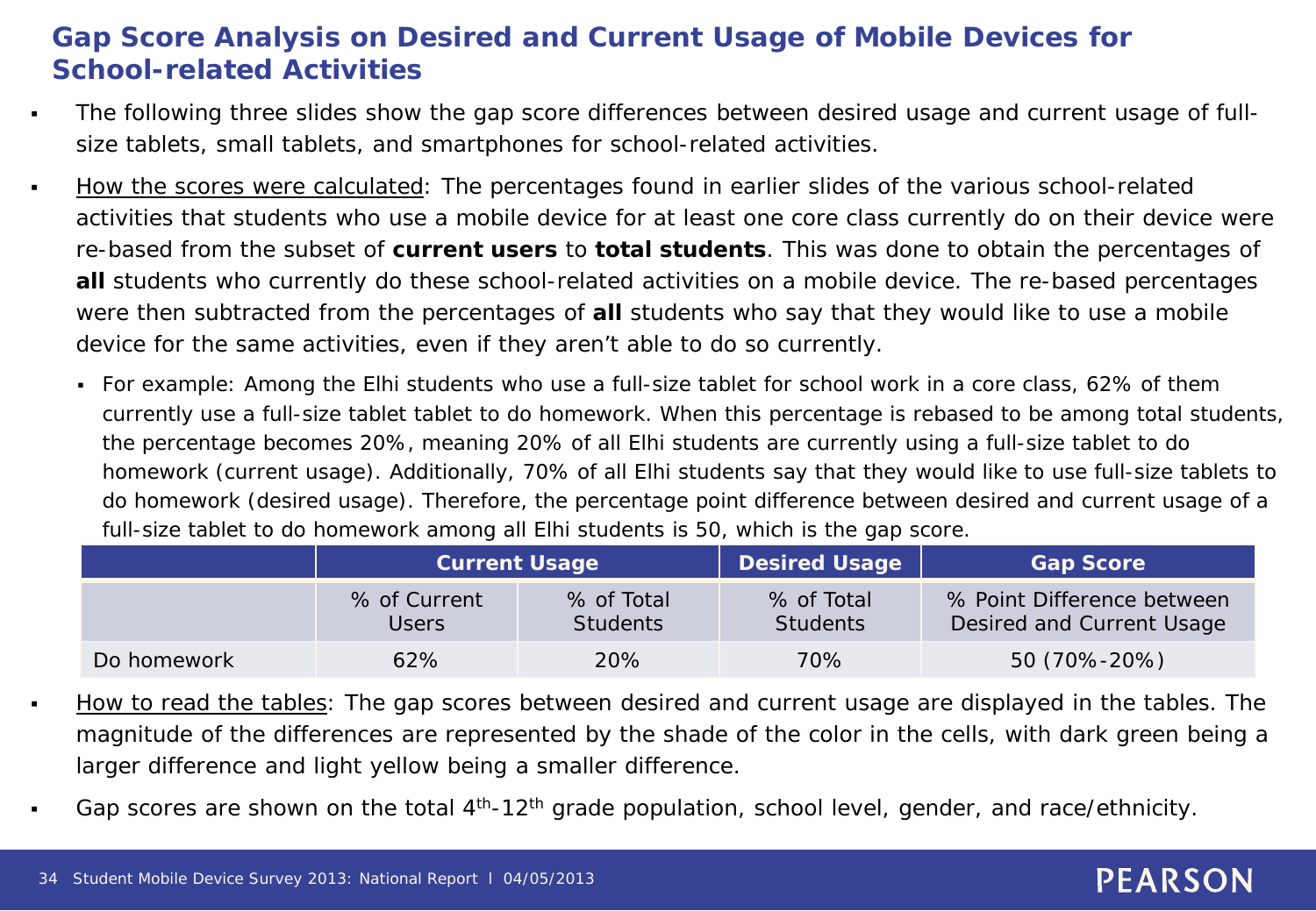## Gap Score Analysis on Desired and Current Usage of Mobile Devices for School-related Activities

- The following three slides show the gap score differences between desired usage and current usage of full-size tablets, small tablets, and smartphones for school-related activities.
- How the scores were calculated: The percentages found in earlier slides of the various school-related activities that students who use a mobile device for at least one core class currently do on their device were re-based from the subset of **current users** to **total students**. This was done to obtain the percentages of **all** students who currently do these school-related activities on a mobile device. The re-based percentages were then subtracted from the percentages of **all** students who say that they would like to use a mobile device for the same activities, even if they aren't able to do so currently.
  - For example: Among the Elhi students who use a full-size tablet for school work in a core class, 62% of them currently use a full-size tablet tablet to do homework. When this percentage is rebased to be among total students, the percentage becomes 20%, meaning 20% of all Elhi students are currently using a full-size tablet to do homework (current usage). Additionally, 70% of all Elhi students say that they would like to use full-size tablets to do homework (desired usage). Therefore, the percentage point difference between desired and current usage of a full-size tablet to do homework among all Elhi students is 50, which is the gap score.

| | Current Usage | | Desired Usage | Gap Score |
|---|---|---|---|---|
| | % of Current Users | % of Total Students | % of Total Students | % Point Difference between Desired and Current Usage |
| Do homework | 62% | 20% | 70% | 50 (70%-20%) |

- How to read the tables: The gap scores between desired and current usage are displayed in the tables. The magnitude of the differences are represented by the shade of the color in the cells, with dark green being a larger difference and light yellow being a smaller difference.
- Gap scores are shown on the total 4th-12th grade population, school level, gender, and race/ethnicity.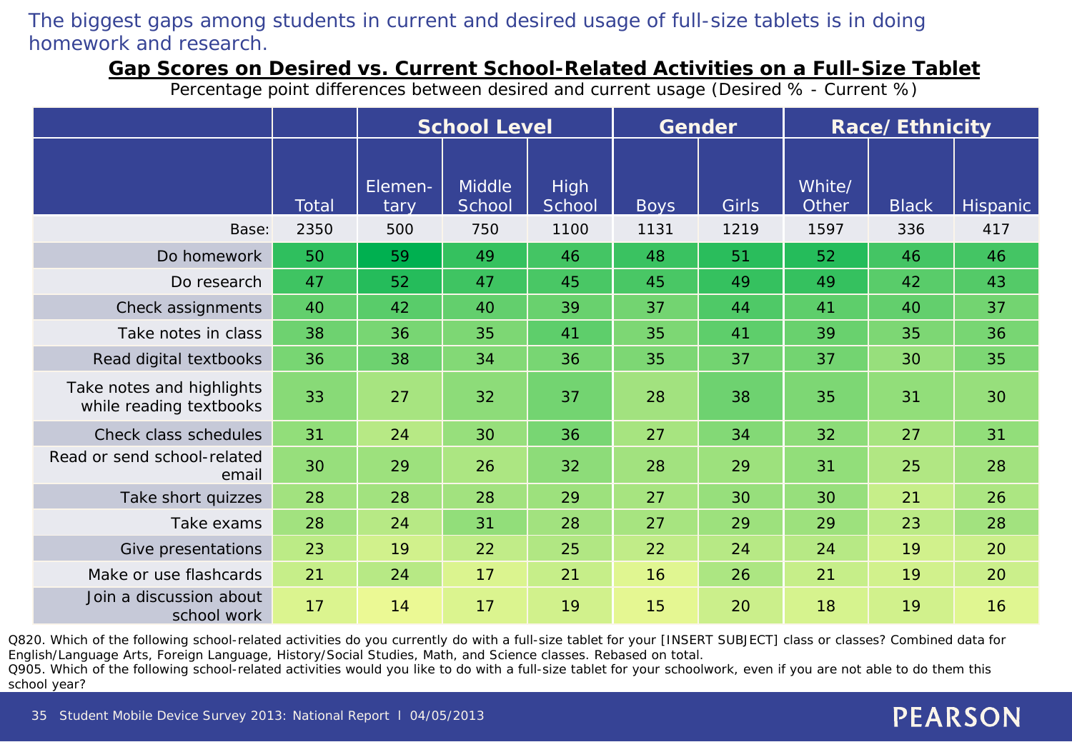The biggest gaps among students in current and desired usage of full-size tablets is in doing homework and research.

## Gap Scores on Desired vs. Current School-Related Activities on a Full-Size Tablet

Percentage point differences between desired and current usage (Desired % - Current %)

| | | School Level | | | Gender | | Race/ Ethnicity | | |
|---|---|---|---|---|---|---|---|---|---|
| | Total | Elementary | Middle School | High School | Boys | Girls | White/ Other | Black | Hispanic |
| Base: | 2350 | 500 | 750 | 1100 | 1131 | 1219 | 1597 | 336 | 417 |
| Do homework | 50 | 59 | 49 | 46 | 48 | 51 | 52 | 46 | 46 |
| Do research | 47 | 52 | 47 | 45 | 45 | 49 | 49 | 42 | 43 |
| Check assignments | 40 | 42 | 40 | 39 | 37 | 44 | 41 | 40 | 37 |
| Take notes in class | 38 | 36 | 35 | 41 | 35 | 41 | 39 | 35 | 36 |
| Read digital textbooks | 36 | 38 | 34 | 36 | 35 | 37 | 37 | 30 | 35 |
| Take notes and highlights while reading textbooks | 33 | 27 | 32 | 37 | 28 | 38 | 35 | 31 | 30 |
| Check class schedules | 31 | 24 | 30 | 36 | 27 | 34 | 32 | 27 | 31 |
| Read or send school-related email | 30 | 29 | 26 | 32 | 28 | 29 | 31 | 25 | 28 |
| Take short quizzes | 28 | 28 | 28 | 29 | 27 | 30 | 30 | 21 | 26 |
| Take exams | 28 | 24 | 31 | 28 | 27 | 29 | 29 | 23 | 28 |
| Give presentations | 23 | 19 | 22 | 25 | 22 | 24 | 24 | 19 | 20 |
| Make or use flashcards | 21 | 24 | 17 | 21 | 16 | 26 | 21 | 19 | 20 |
| Join a discussion about school work | 17 | 14 | 17 | 19 | 15 | 20 | 18 | 19 | 16 |

Q820. Which of the following school-related activities do you currently do with a full-size tablet for your [INSERT SUBJECT] class or classes? Combined data for English/Language Arts, Foreign Language, History/Social Studies, Math, and Science classes. Rebased on total.
Q905. Which of the following school-related activities would you like to do with a full-size tablet for your schoolwork, even if you are not able to do them this school year?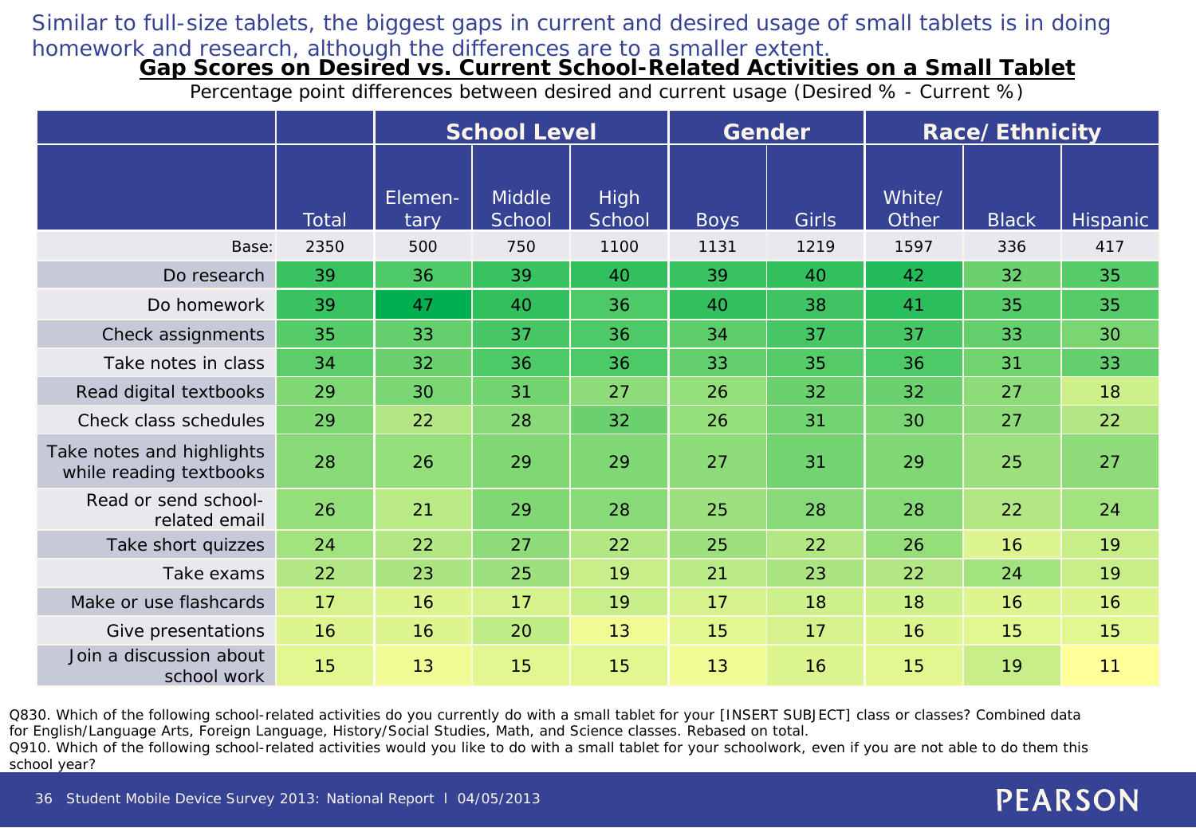Similar to full-size tablets, the biggest gaps in current and desired usage of small tablets is in doing homework and research, although the differences are to a smaller extent.

## Gap Scores on Desired vs. Current School-Related Activities on a Small Tablet

Percentage point differences between desired and current usage (Desired % - Current %)

| | | School Level | | | Gender | | Race/ Ethnicity | | |
|---|---|---|---|---|---|---|---|---|---|
| | Total | Elementary | Middle School | High School | Boys | Girls | White/ Other | Black | Hispanic |
| Base: | 2350 | 500 | 750 | 1100 | 1131 | 1219 | 1597 | 336 | 417 |
| Do research | 39 | 36 | 39 | 40 | 39 | 40 | 42 | 32 | 35 |
| Do homework | 39 | 47 | 40 | 36 | 40 | 38 | 41 | 35 | 35 |
| Check assignments | 35 | 33 | 37 | 36 | 34 | 37 | 37 | 33 | 30 |
| Take notes in class | 34 | 32 | 36 | 36 | 33 | 35 | 36 | 31 | 33 |
| Read digital textbooks | 29 | 30 | 31 | 27 | 26 | 32 | 32 | 27 | 18 |
| Check class schedules | 29 | 22 | 28 | 32 | 26 | 31 | 30 | 27 | 22 |
| Take notes and highlights while reading textbooks | 28 | 26 | 29 | 29 | 27 | 31 | 29 | 25 | 27 |
| Read or send school-related email | 26 | 21 | 29 | 28 | 25 | 28 | 28 | 22 | 24 |
| Take short quizzes | 24 | 22 | 27 | 22 | 25 | 22 | 26 | 16 | 19 |
| Take exams | 22 | 23 | 25 | 19 | 21 | 23 | 22 | 24 | 19 |
| Make or use flashcards | 17 | 16 | 17 | 19 | 17 | 18 | 18 | 16 | 16 |
| Give presentations | 16 | 16 | 20 | 13 | 15 | 17 | 16 | 15 | 15 |
| Join a discussion about school work | 15 | 13 | 15 | 15 | 13 | 16 | 15 | 19 | 11 |

Q830. Which of the following school-related activities do you currently do with a small tablet for your [INSERT SUBJECT] class or classes? Combined data for English/Language Arts, Foreign Language, History/Social Studies, Math, and Science classes. Rebased on total.
Q910. Which of the following school-related activities would you like to do with a small tablet for your schoolwork, even if you are not able to do them this school year?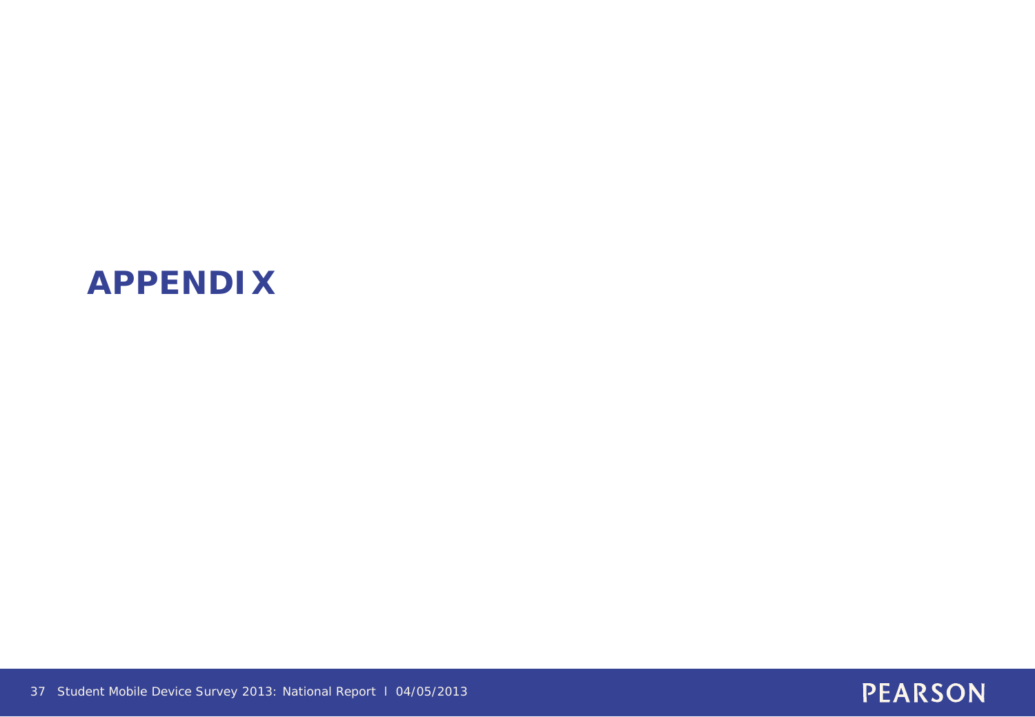# APPENDIX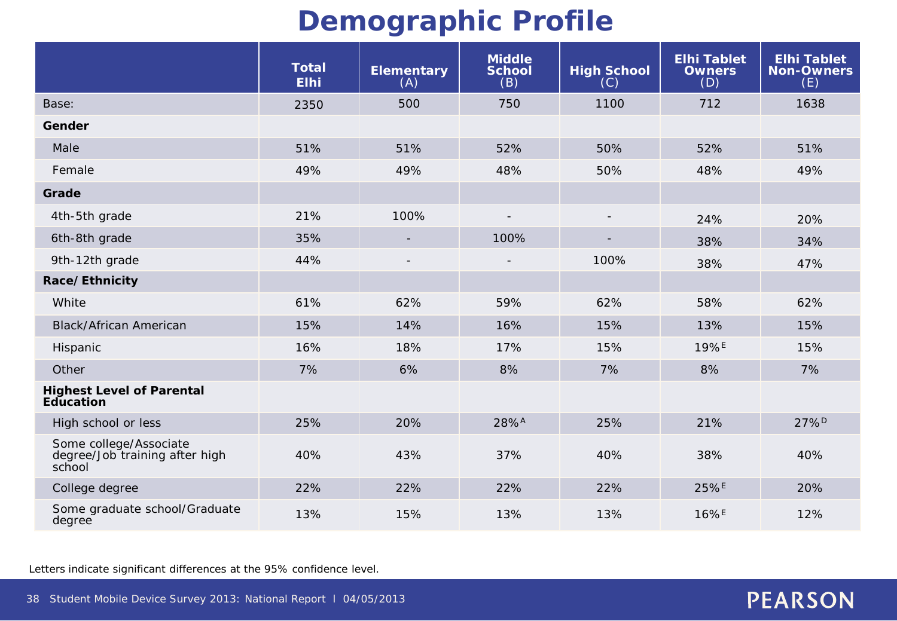# Demographic Profile

| | Total Elhi | Elementary (A) | Middle School (B) | High School (C) | Elhi Tablet Owners (D) | Elhi Tablet Non-Owners (E) |
|---|---|---|---|---|---|---|
| Base: | 2350 | 500 | 750 | 1100 | 712 | 1638 |
| **Gender** | | | | | | |
| Male | 51% | 51% | 52% | 50% | 52% | 51% |
| Female | 49% | 49% | 48% | 50% | 48% | 49% |
| **Grade** | | | | | | |
| 4th-5th grade | 21% | 100% | - | - | 24% | 20% |
| 6th-8th grade | 35% | - | 100% | - | 38% | 34% |
| 9th-12th grade | 44% | - | - | 100% | 38% | 47% |
| **Race/ Ethnicity** | | | | | | |
| White | 61% | 62% | 59% | 62% | 58% | 62% |
| Black/African American | 15% | 14% | 16% | 15% | 13% | 15% |
| Hispanic | 16% | 18% | 17% | 15% | 19% E | 15% |
| Other | 7% | 6% | 8% | 7% | 8% | 7% |
| **Highest Level of Parental Education** | | | | | | |
| High school or less | 25% | 20% | 28% A | 25% | 21% | 27% D |
| Some college/Associate degree/Job training after high school | 40% | 43% | 37% | 40% | 38% | 40% |
| College degree | 22% | 22% | 22% | 22% | 25% E | 20% |
| Some graduate school/Graduate degree | 13% | 15% | 13% | 13% | 16% E | 12% |

Letters indicate significant differences at the 95% confidence level.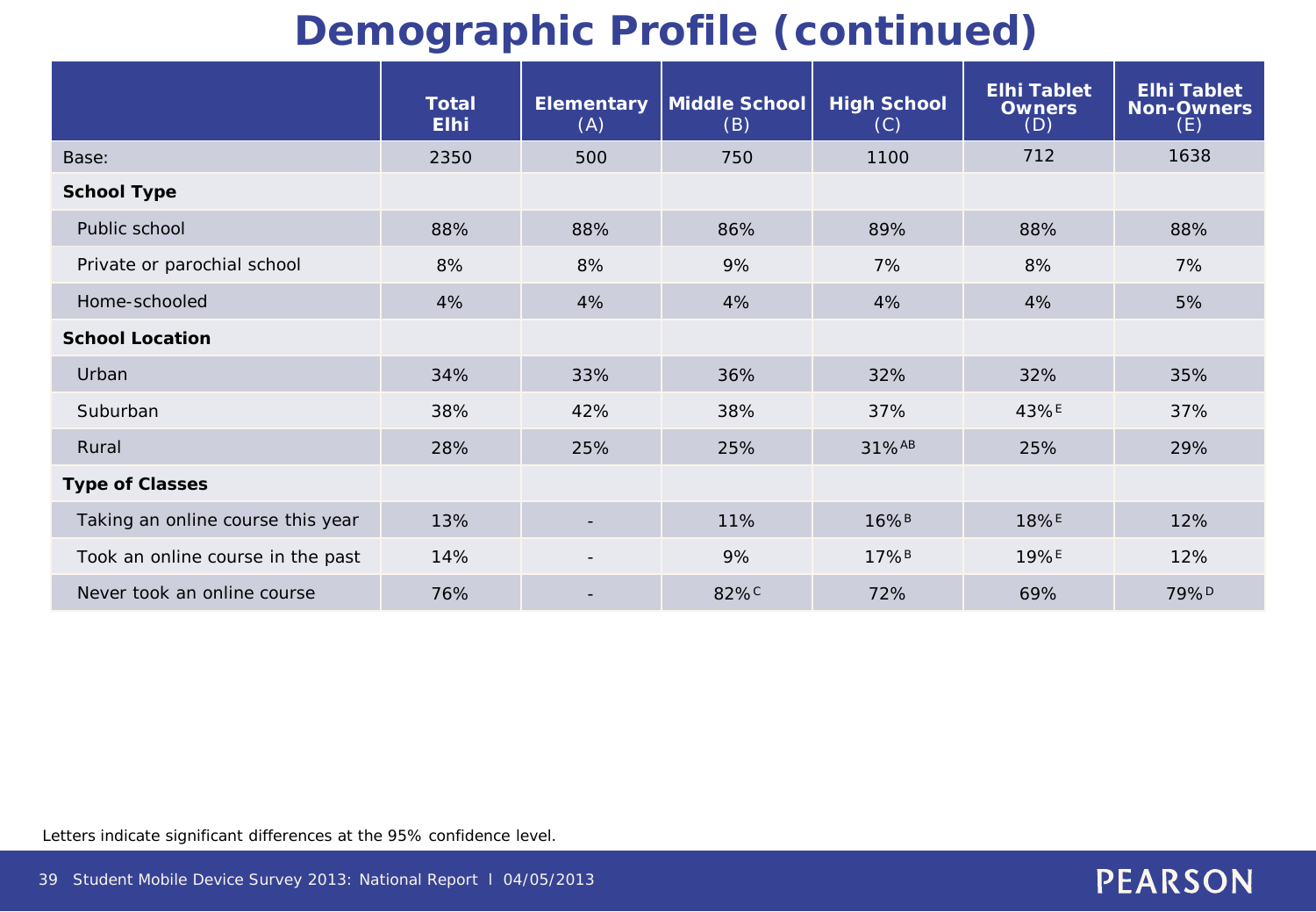# Demographic Profile (continued)

| | Total Elhi | Elementary (A) | Middle School (B) | High School (C) | Elhi Tablet Owners (D) | Elhi Tablet Non-Owners (E) |
|---|---|---|---|---|---|---|
| Base: | 2350 | 500 | 750 | 1100 | 712 | 1638 |
| **School Type** | | | | | | |
| Public school | 88% | 88% | 86% | 89% | 88% | 88% |
| Private or parochial school | 8% | 8% | 9% | 7% | 8% | 7% |
| Home-schooled | 4% | 4% | 4% | 4% | 4% | 5% |
| **School Location** | | | | | | |
| Urban | 34% | 33% | 36% | 32% | 32% | 35% |
| Suburban | 38% | 42% | 38% | 37% | 43% E | 37% |
| Rural | 28% | 25% | 25% | 31% AB | 25% | 29% |
| **Type of Classes** | | | | | | |
| Taking an online course this year | 13% | - | 11% | 16% B | 18% E | 12% |
| Took an online course in the past | 14% | - | 9% | 17% B | 19% E | 12% |
| Never took an online course | 76% | - | 82% C | 72% | 69% | 79% D |

Letters indicate significant differences at the 95% confidence level.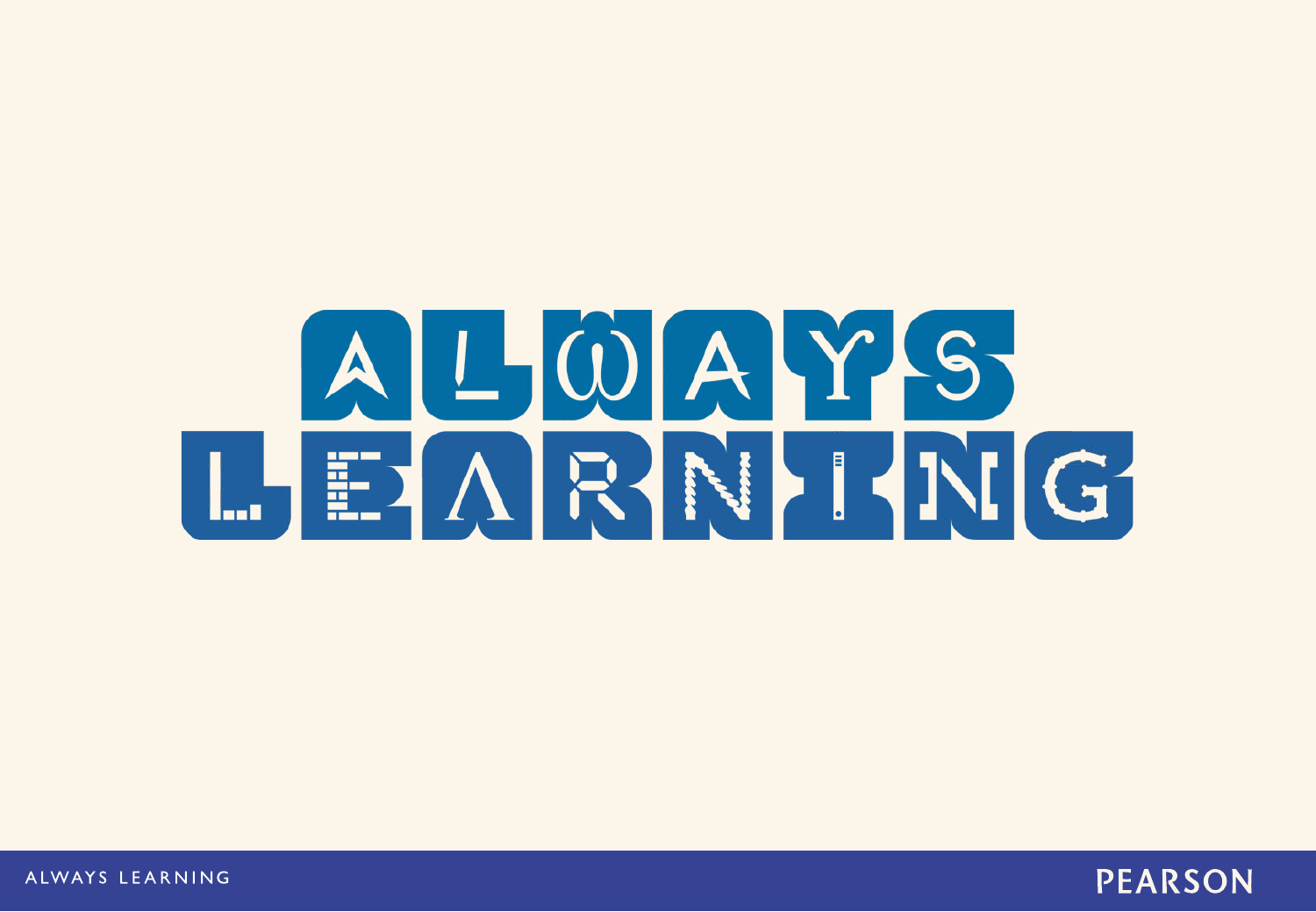# ALWAYS LEARNING

ALWAYS LEARNING

PEARSON